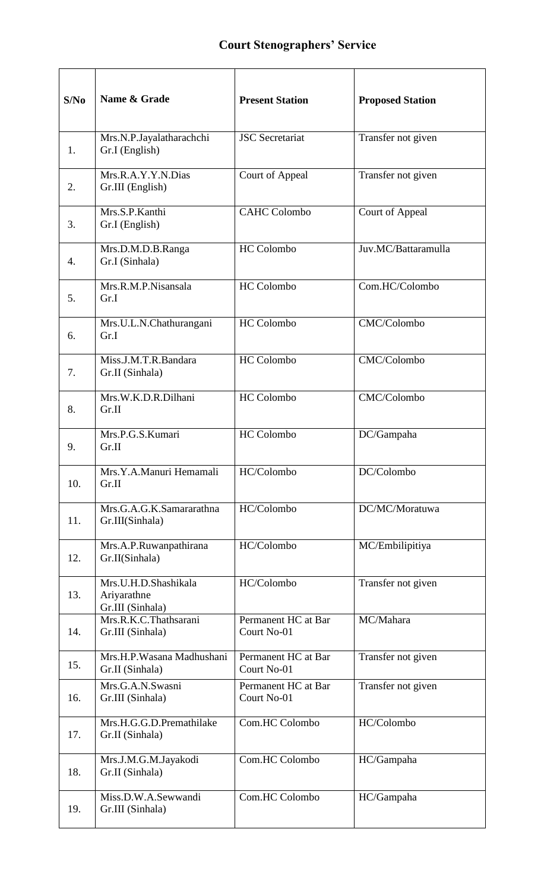## Court Stenographers' Service

| S/No | Name & Grade | Present Station | Proposed Station |
|---|---|---|---|
| 1. | Mrs.N.P.Jayalatharachchi Gr.I (English) | JSC Secretariat | Transfer not given |
| 2. | Mrs.R.A.Y.Y.N.Dias Gr.III (English) | Court of Appeal | Transfer not given |
| 3. | Mrs.S.P.Kanthi Gr.I (English) | CAHC Colombo | Court of Appeal |
| 4. | Mrs.D.M.D.B.Ranga Gr.I (Sinhala) | HC Colombo | Juv.MC/Battaramulla |
| 5. | Mrs.R.M.P.Nisansala Gr.I | HC Colombo | Com.HC/Colombo |
| 6. | Mrs.U.L.N.Chathurangani Gr.I | HC Colombo | CMC/Colombo |
| 7. | Miss.J.M.T.R.Bandara Gr.II (Sinhala) | HC Colombo | CMC/Colombo |
| 8. | Mrs.W.K.D.R.Dilhani Gr.II | HC Colombo | CMC/Colombo |
| 9. | Mrs.P.G.S.Kumari Gr.II | HC Colombo | DC/Gampaha |
| 10. | Mrs.Y.A.Manuri Hemamali Gr.II | HC/Colombo | DC/Colombo |
| 11. | Mrs.G.A.G.K.Samararathna Gr.III(Sinhala) | HC/Colombo | DC/MC/Moratuwa |
| 12. | Mrs.A.P.Ruwanpathirana Gr.II(Sinhala) | HC/Colombo | MC/Embilipitiya |
| 13. | Mrs.U.H.D.Shashikala Ariyarathne Gr.III (Sinhala) | HC/Colombo | Transfer not given |
| 14. | Mrs.R.K.C.Thathsarani Gr.III (Sinhala) | Permanent HC at Bar Court No-01 | MC/Mahara |
| 15. | Mrs.H.P.Wasana Madhushani Gr.II (Sinhala) | Permanent HC at Bar Court No-01 | Transfer not given |
| 16. | Mrs.G.A.N.Swasni Gr.III (Sinhala) | Permanent HC at Bar Court No-01 | Transfer not given |
| 17. | Mrs.H.G.G.D.Premathilake Gr.II (Sinhala) | Com.HC Colombo | HC/Colombo |
| 18. | Mrs.J.M.G.M.Jayakodi Gr.II (Sinhala) | Com.HC Colombo | HC/Gampaha |
| 19. | Miss.D.W.A.Sewwandi Gr.III (Sinhala) | Com.HC Colombo | HC/Gampaha |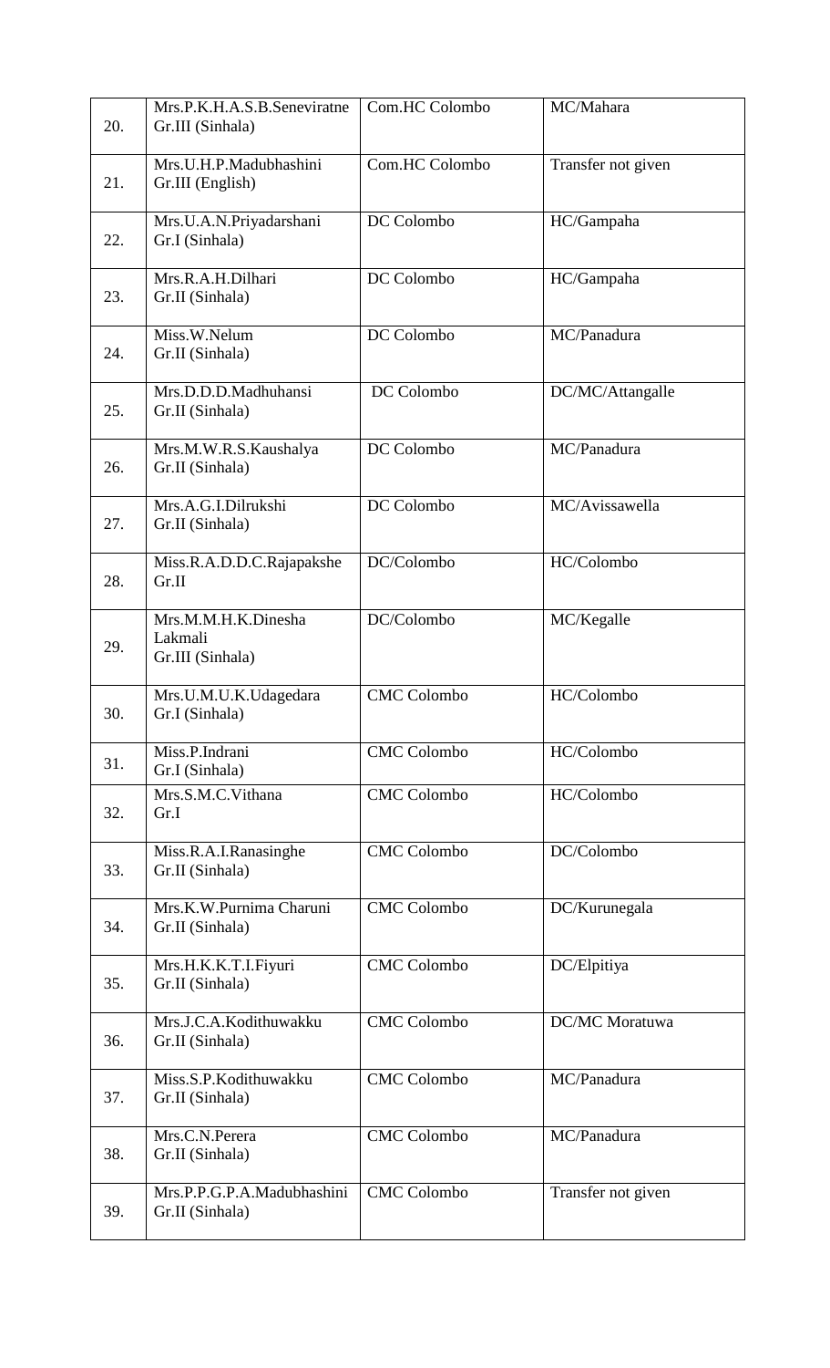| | | | |
|---|---|---|---|
| 20. | Mrs.P.K.H.A.S.B.Seneviratne Gr.III (Sinhala) | Com.HC Colombo | MC/Mahara |
| 21. | Mrs.U.H.P.Madubhashini Gr.III (English) | Com.HC Colombo | Transfer not given |
| 22. | Mrs.U.A.N.Priyadarshani Gr.I (Sinhala) | DC Colombo | HC/Gampaha |
| 23. | Mrs.R.A.H.Dilhari Gr.II (Sinhala) | DC Colombo | HC/Gampaha |
| 24. | Miss.W.Nelum Gr.II (Sinhala) | DC Colombo | MC/Panadura |
| 25. | Mrs.D.D.D.Madhuhansi Gr.II (Sinhala) | DC Colombo | DC/MC/Attangalle |
| 26. | Mrs.M.W.R.S.Kaushalya Gr.II (Sinhala) | DC Colombo | MC/Panadura |
| 27. | Mrs.A.G.I.Dilrukshi Gr.II (Sinhala) | DC Colombo | MC/Avissawella |
| 28. | Miss.R.A.D.D.C.Rajapakshe Gr.II | DC/Colombo | HC/Colombo |
| 29. | Mrs.M.M.H.K.Dinesha Lakmali Gr.III (Sinhala) | DC/Colombo | MC/Kegalle |
| 30. | Mrs.U.M.U.K.Udagedara Gr.I (Sinhala) | CMC Colombo | HC/Colombo |
| 31. | Miss.P.Indrani Gr.I (Sinhala) | CMC Colombo | HC/Colombo |
| 32. | Mrs.S.M.C.Vithana Gr.I | CMC Colombo | HC/Colombo |
| 33. | Miss.R.A.I.Ranasinghe Gr.II (Sinhala) | CMC Colombo | DC/Colombo |
| 34. | Mrs.K.W.Purnima Charuni Gr.II (Sinhala) | CMC Colombo | DC/Kurunegala |
| 35. | Mrs.H.K.K.T.I.Fiyuri Gr.II (Sinhala) | CMC Colombo | DC/Elpitiya |
| 36. | Mrs.J.C.A.Kodithuwakku Gr.II (Sinhala) | CMC Colombo | DC/MC Moratuwa |
| 37. | Miss.S.P.Kodithuwakku Gr.II (Sinhala) | CMC Colombo | MC/Panadura |
| 38. | Mrs.C.N.Perera Gr.II (Sinhala) | CMC Colombo | MC/Panadura |
| 39. | Mrs.P.P.G.P.A.Madubhashini Gr.II (Sinhala) | CMC Colombo | Transfer not given |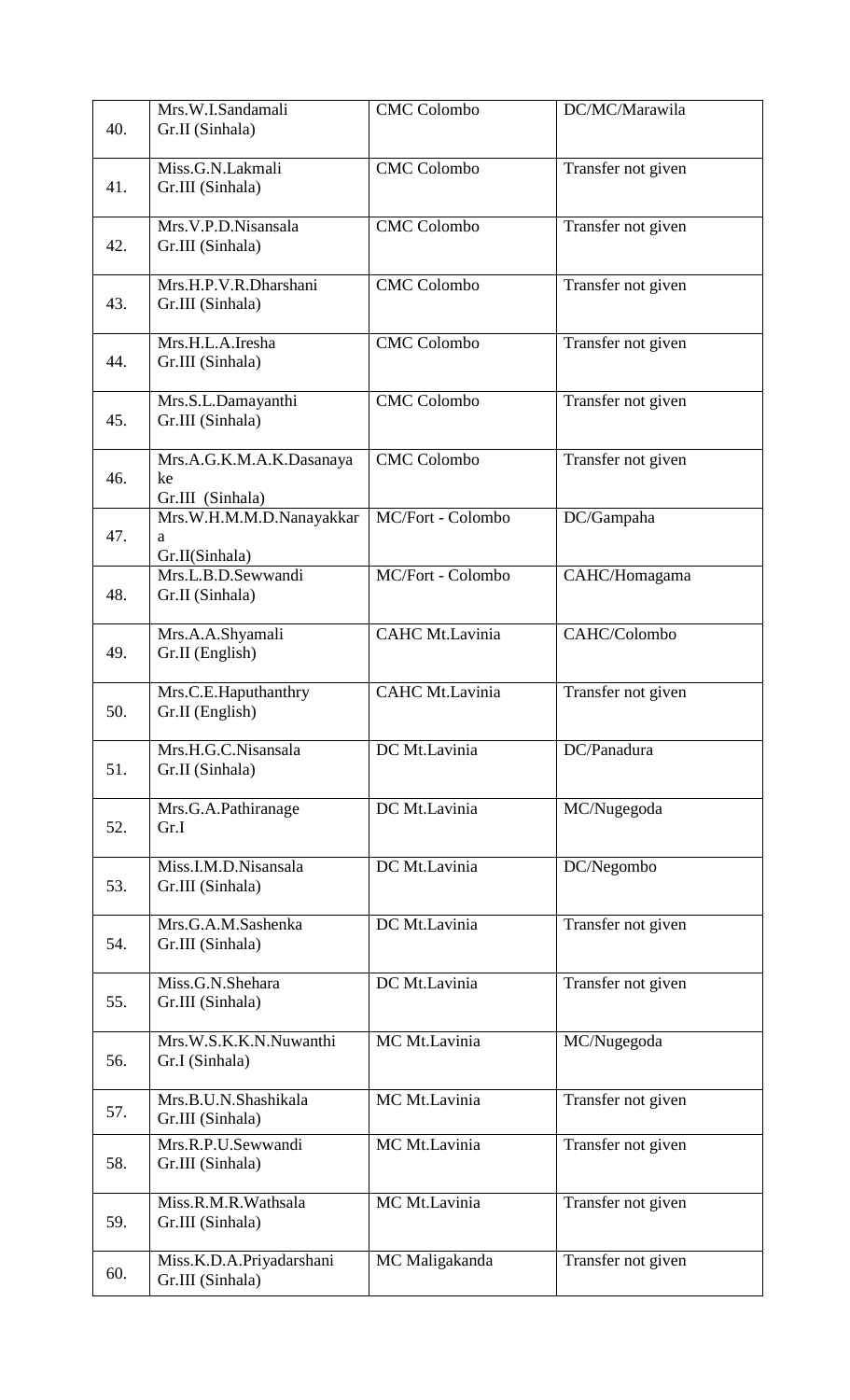| 40. | Mrs.W.I.Sandamali<br>Gr.II (Sinhala) | CMC Colombo | DC/MC/Marawila |
|---|---|---|---|
| 41. | Miss.G.N.Lakmali<br>Gr.III (Sinhala) | CMC Colombo | Transfer not given |
| 42. | Mrs.V.P.D.Nisansala<br>Gr.III (Sinhala) | CMC Colombo | Transfer not given |
| 43. | Mrs.H.P.V.R.Dharshani<br>Gr.III (Sinhala) | CMC Colombo | Transfer not given |
| 44. | Mrs.H.L.A.Iresha<br>Gr.III (Sinhala) | CMC Colombo | Transfer not given |
| 45. | Mrs.S.L.Damayanthi<br>Gr.III (Sinhala) | CMC Colombo | Transfer not given |
| 46. | Mrs.A.G.K.M.A.K.Dasanayake<br>Gr.III (Sinhala) | CMC Colombo | Transfer not given |
| 47. | Mrs.W.H.M.M.D.Nanayakkara<br>Gr.II(Sinhala) | MC/Fort - Colombo | DC/Gampaha |
| 48. | Mrs.L.B.D.Sewwandi<br>Gr.II (Sinhala) | MC/Fort - Colombo | CAHC/Homagama |
| 49. | Mrs.A.A.Shyamali<br>Gr.II (English) | CAHC Mt.Lavinia | CAHC/Colombo |
| 50. | Mrs.C.E.Haputhanthry<br>Gr.II (English) | CAHC Mt.Lavinia | Transfer not given |
| 51. | Mrs.H.G.C.Nisansala<br>Gr.II (Sinhala) | DC Mt.Lavinia | DC/Panadura |
| 52. | Mrs.G.A.Pathiranage<br>Gr.I | DC Mt.Lavinia | MC/Nugegoda |
| 53. | Miss.I.M.D.Nisansala<br>Gr.III (Sinhala) | DC Mt.Lavinia | DC/Negombo |
| 54. | Mrs.G.A.M.Sashenka<br>Gr.III (Sinhala) | DC Mt.Lavinia | Transfer not given |
| 55. | Miss.G.N.Shehara<br>Gr.III (Sinhala) | DC Mt.Lavinia | Transfer not given |
| 56. | Mrs.W.S.K.K.N.Nuwanthi<br>Gr.I (Sinhala) | MC Mt.Lavinia | MC/Nugegoda |
| 57. | Mrs.B.U.N.Shashikala<br>Gr.III (Sinhala) | MC Mt.Lavinia | Transfer not given |
| 58. | Mrs.R.P.U.Sewwandi<br>Gr.III (Sinhala) | MC Mt.Lavinia | Transfer not given |
| 59. | Miss.R.M.R.Wathsala<br>Gr.III (Sinhala) | MC Mt.Lavinia | Transfer not given |
| 60. | Miss.K.D.A.Priyadarshani<br>Gr.III (Sinhala) | MC Maligakanda | Transfer not given |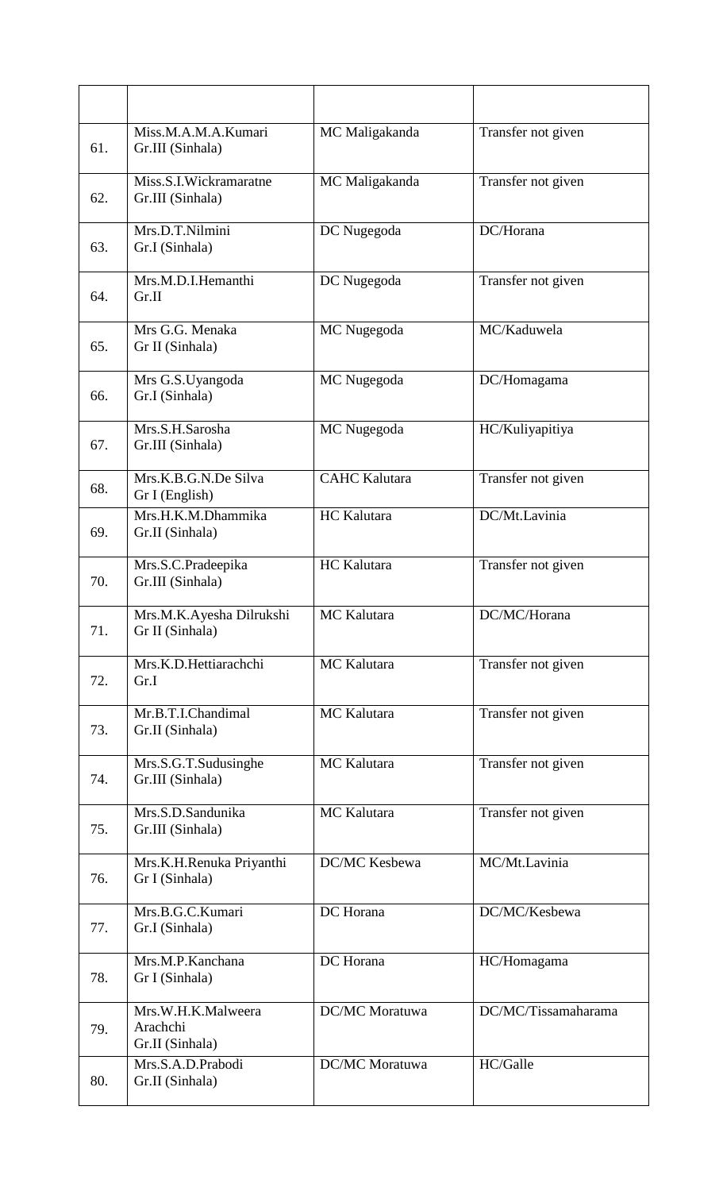| | | | |
|---|---|---|---|
| 61. | Miss.M.A.M.A.Kumari Gr.III (Sinhala) | MC Maligakanda | Transfer not given |
| 62. | Miss.S.I.Wickramaratne Gr.III (Sinhala) | MC Maligakanda | Transfer not given |
| 63. | Mrs.D.T.Nilmini Gr.I (Sinhala) | DC Nugegoda | DC/Horana |
| 64. | Mrs.M.D.I.Hemanthi Gr.II | DC Nugegoda | Transfer not given |
| 65. | Mrs G.G. Menaka Gr II (Sinhala) | MC Nugegoda | MC/Kaduwela |
| 66. | Mrs G.S.Uyangoda Gr.I (Sinhala) | MC Nugegoda | DC/Homagama |
| 67. | Mrs.S.H.Sarosha Gr.III (Sinhala) | MC Nugegoda | HC/Kuliyapitiya |
| 68. | Mrs.K.B.G.N.De Silva Gr I (English) | CAHC Kalutara | Transfer not given |
| 69. | Mrs.H.K.M.Dhammika Gr.II (Sinhala) | HC Kalutara | DC/Mt.Lavinia |
| 70. | Mrs.S.C.Pradeepika Gr.III (Sinhala) | HC Kalutara | Transfer not given |
| 71. | Mrs.M.K.Ayesha Dilrukshi Gr II (Sinhala) | MC Kalutara | DC/MC/Horana |
| 72. | Mrs.K.D.Hettiarachchi Gr.I | MC Kalutara | Transfer not given |
| 73. | Mr.B.T.I.Chandimal Gr.II (Sinhala) | MC Kalutara | Transfer not given |
| 74. | Mrs.S.G.T.Sudusinghe Gr.III (Sinhala) | MC Kalutara | Transfer not given |
| 75. | Mrs.S.D.Sandunika Gr.III (Sinhala) | MC Kalutara | Transfer not given |
| 76. | Mrs.K.H.Renuka Priyanthi Gr I (Sinhala) | DC/MC Kesbewa | MC/Mt.Lavinia |
| 77. | Mrs.B.G.C.Kumari Gr.I (Sinhala) | DC Horana | DC/MC/Kesbewa |
| 78. | Mrs.M.P.Kanchana Gr I (Sinhala) | DC Horana | HC/Homagama |
| 79. | Mrs.W.H.K.Malweera Arachchi Gr.II (Sinhala) | DC/MC Moratuwa | DC/MC/Tissamaharama |
| 80. | Mrs.S.A.D.Prabodi Gr.II (Sinhala) | DC/MC Moratuwa | HC/Galle |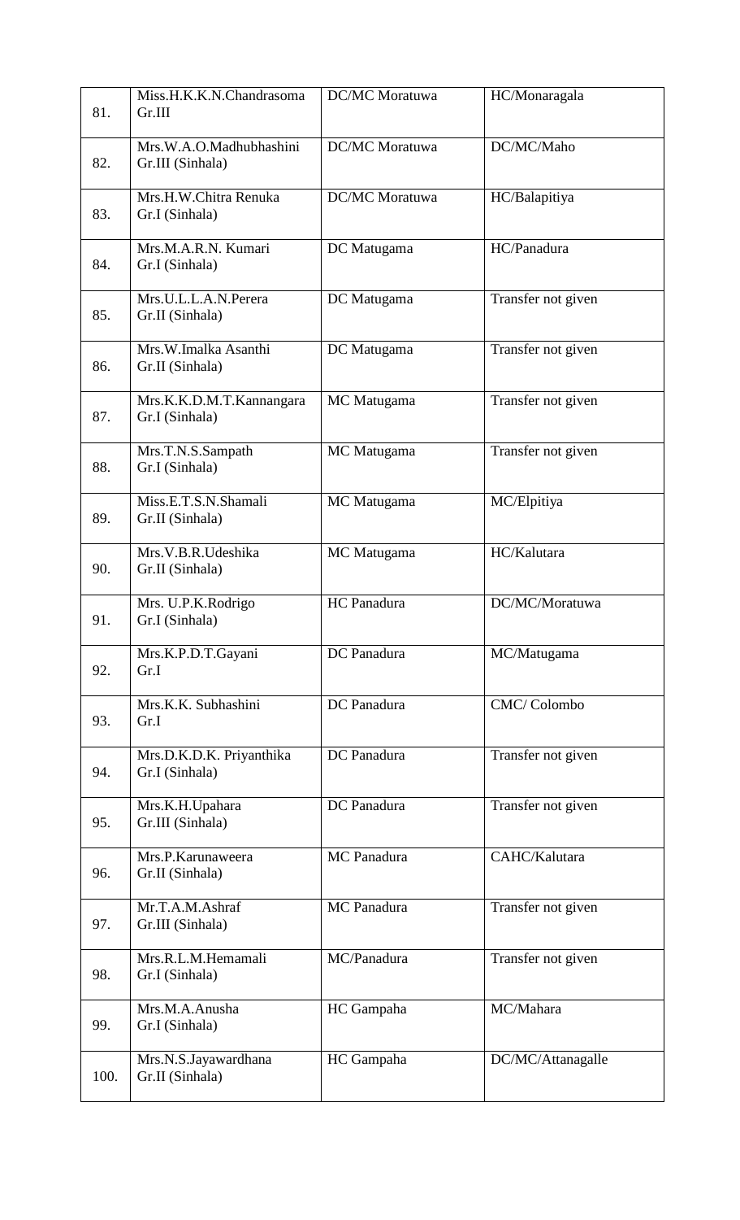| 81. | Miss.H.K.K.N.Chandrasoma Gr.III | DC/MC Moratuwa | HC/Monaragala |
|---|---|---|---|
| 82. | Mrs.W.A.O.Madhubhashini Gr.III (Sinhala) | DC/MC Moratuwa | DC/MC/Maho |
| 83. | Mrs.H.W.Chitra Renuka Gr.I (Sinhala) | DC/MC Moratuwa | HC/Balapitiya |
| 84. | Mrs.M.A.R.N. Kumari Gr.I (Sinhala) | DC Matugama | HC/Panadura |
| 85. | Mrs.U.L.L.A.N.Perera Gr.II (Sinhala) | DC Matugama | Transfer not given |
| 86. | Mrs.W.Imalka Asanthi Gr.II (Sinhala) | DC Matugama | Transfer not given |
| 87. | Mrs.K.K.D.M.T.Kannangara Gr.I (Sinhala) | MC Matugama | Transfer not given |
| 88. | Mrs.T.N.S.Sampath Gr.I (Sinhala) | MC Matugama | Transfer not given |
| 89. | Miss.E.T.S.N.Shamali Gr.II (Sinhala) | MC Matugama | MC/Elpitiya |
| 90. | Mrs.V.B.R.Udeshika Gr.II (Sinhala) | MC Matugama | HC/Kalutara |
| 91. | Mrs. U.P.K.Rodrigo Gr.I (Sinhala) | HC Panadura | DC/MC/Moratuwa |
| 92. | Mrs.K.P.D.T.Gayani Gr.I | DC Panadura | MC/Matugama |
| 93. | Mrs.K.K. Subhashini Gr.I | DC Panadura | CMC/ Colombo |
| 94. | Mrs.D.K.D.K. Priyanthika Gr.I (Sinhala) | DC Panadura | Transfer not given |
| 95. | Mrs.K.H.Upahara Gr.III (Sinhala) | DC Panadura | Transfer not given |
| 96. | Mrs.P.Karunaweera Gr.II (Sinhala) | MC Panadura | CAHC/Kalutara |
| 97. | Mr.T.A.M.Ashraf Gr.III (Sinhala) | MC Panadura | Transfer not given |
| 98. | Mrs.R.L.M.Hemamali Gr.I (Sinhala) | MC/Panadura | Transfer not given |
| 99. | Mrs.M.A.Anusha Gr.I (Sinhala) | HC Gampaha | MC/Mahara |
| 100. | Mrs.N.S.Jayawardhana Gr.II (Sinhala) | HC Gampaha | DC/MC/Attanagalle |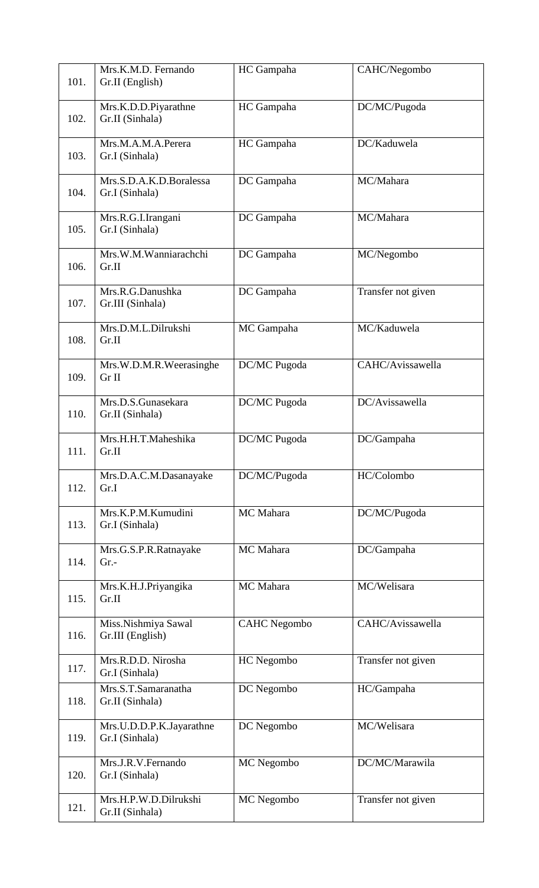| | | | |
|---|---|---|---|
| 101. | Mrs.K.M.D. Fernando<br>Gr.II (English) | HC Gampaha | CAHC/Negombo |
| 102. | Mrs.K.D.D.Piyarathne<br>Gr.II (Sinhala) | HC Gampaha | DC/MC/Pugoda |
| 103. | Mrs.M.A.M.A.Perera<br>Gr.I (Sinhala) | HC Gampaha | DC/Kaduwela |
| 104. | Mrs.S.D.A.K.D.Boralessa<br>Gr.I (Sinhala) | DC Gampaha | MC/Mahara |
| 105. | Mrs.R.G.I.Irangani<br>Gr.I (Sinhala) | DC Gampaha | MC/Mahara |
| 106. | Mrs.W.M.Wanniarachchi<br>Gr.II | DC Gampaha | MC/Negombo |
| 107. | Mrs.R.G.Danushka<br>Gr.III (Sinhala) | DC Gampaha | Transfer not given |
| 108. | Mrs.D.M.L.Dilrukshi<br>Gr.II | MC Gampaha | MC/Kaduwela |
| 109. | Mrs.W.D.M.R.Weerasinghe<br>Gr II | DC/MC Pugoda | CAHC/Avissawella |
| 110. | Mrs.D.S.Gunasekara<br>Gr.II (Sinhala) | DC/MC Pugoda | DC/Avissawella |
| 111. | Mrs.H.H.T.Maheshika<br>Gr.II | DC/MC Pugoda | DC/Gampaha |
| 112. | Mrs.D.A.C.M.Dasanayake<br>Gr.I | DC/MC/Pugoda | HC/Colombo |
| 113. | Mrs.K.P.M.Kumudini<br>Gr.I (Sinhala) | MC Mahara | DC/MC/Pugoda |
| 114. | Mrs.G.S.P.R.Ratnayake<br>Gr.- | MC Mahara | DC/Gampaha |
| 115. | Mrs.K.H.J.Priyangika<br>Gr.II | MC Mahara | MC/Welisara |
| 116. | Miss.Nishmiya Sawal<br>Gr.III (English) | CAHC Negombo | CAHC/Avissawella |
| 117. | Mrs.R.D.D. Nirosha<br>Gr.I (Sinhala) | HC Negombo | Transfer not given |
| 118. | Mrs.S.T.Samaranatha<br>Gr.II (Sinhala) | DC Negombo | HC/Gampaha |
| 119. | Mrs.U.D.D.P.K.Jayarathne<br>Gr.I (Sinhala) | DC Negombo | MC/Welisara |
| 120. | Mrs.J.R.V.Fernando<br>Gr.I (Sinhala) | MC Negombo | DC/MC/Marawila |
| 121. | Mrs.H.P.W.D.Dilrukshi<br>Gr.II (Sinhala) | MC Negombo | Transfer not given |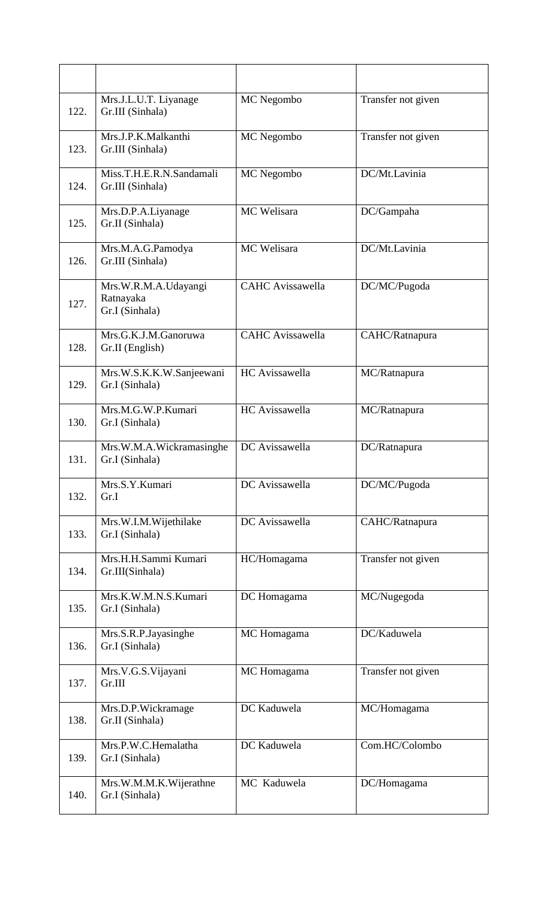| | | | |
|---|---|---|---|
| 122. | Mrs.J.L.U.T. Liyanage Gr.III (Sinhala) | MC Negombo | Transfer not given |
| 123. | Mrs.J.P.K.Malkanthi Gr.III (Sinhala) | MC Negombo | Transfer not given |
| 124. | Miss.T.H.E.R.N.Sandamali Gr.III (Sinhala) | MC Negombo | DC/Mt.Lavinia |
| 125. | Mrs.D.P.A.Liyanage Gr.II (Sinhala) | MC Welisara | DC/Gampaha |
| 126. | Mrs.M.A.G.Pamodya Gr.III (Sinhala) | MC Welisara | DC/Mt.Lavinia |
| 127. | Mrs.W.R.M.A.Udayangi Ratnayaka Gr.I (Sinhala) | CAHC Avissawella | DC/MC/Pugoda |
| 128. | Mrs.G.K.J.M.Ganoruwa Gr.II (English) | CAHC Avissawella | CAHC/Ratnapura |
| 129. | Mrs.W.S.K.K.W.Sanjeewani Gr.I (Sinhala) | HC Avissawella | MC/Ratnapura |
| 130. | Mrs.M.G.W.P.Kumari Gr.I (Sinhala) | HC Avissawella | MC/Ratnapura |
| 131. | Mrs.W.M.A.Wickramasinghe Gr.I (Sinhala) | DC Avissawella | DC/Ratnapura |
| 132. | Mrs.S.Y.Kumari Gr.I | DC Avissawella | DC/MC/Pugoda |
| 133. | Mrs.W.I.M.Wijethilake Gr.I (Sinhala) | DC Avissawella | CAHC/Ratnapura |
| 134. | Mrs.H.H.Sammi Kumari Gr.III(Sinhala) | HC/Homagama | Transfer not given |
| 135. | Mrs.K.W.M.N.S.Kumari Gr.I (Sinhala) | DC Homagama | MC/Nugegoda |
| 136. | Mrs.S.R.P.Jayasinghe Gr.I (Sinhala) | MC Homagama | DC/Kaduwela |
| 137. | Mrs.V.G.S.Vijayani Gr.III | MC Homagama | Transfer not given |
| 138. | Mrs.D.P.Wickramage Gr.II (Sinhala) | DC Kaduwela | MC/Homagama |
| 139. | Mrs.P.W.C.Hemalatha Gr.I (Sinhala) | DC Kaduwela | Com.HC/Colombo |
| 140. | Mrs.W.M.M.K.Wijerathne Gr.I (Sinhala) | MC Kaduwela | DC/Homagama |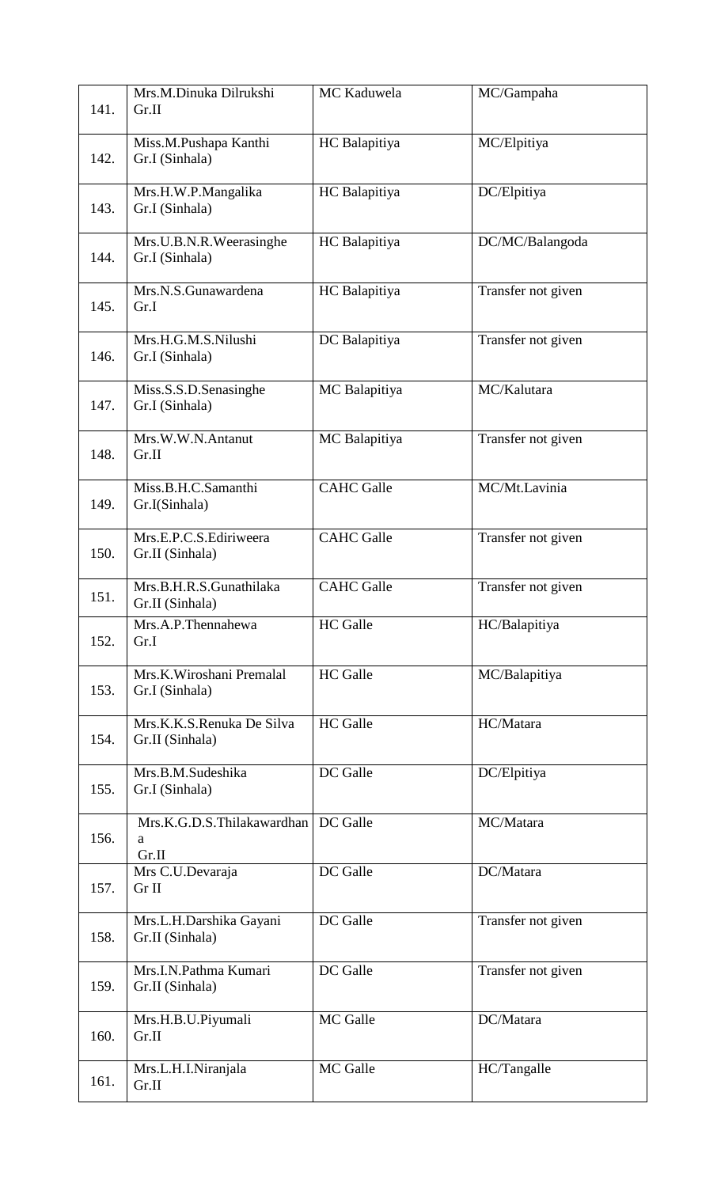| | | | |
|---|---|---|---|
| 141. | Mrs.M.Dinuka Dilrukshi Gr.II | MC Kaduwela | MC/Gampaha |
| 142. | Miss.M.Pushapa Kanthi Gr.I (Sinhala) | HC Balapitiya | MC/Elpitiya |
| 143. | Mrs.H.W.P.Mangalika Gr.I (Sinhala) | HC Balapitiya | DC/Elpitiya |
| 144. | Mrs.U.B.N.R.Weerasinghe Gr.I (Sinhala) | HC Balapitiya | DC/MC/Balangoda |
| 145. | Mrs.N.S.Gunawardena Gr.I | HC Balapitiya | Transfer not given |
| 146. | Mrs.H.G.M.S.Nilushi Gr.I (Sinhala) | DC Balapitiya | Transfer not given |
| 147. | Miss.S.S.D.Senasinghe Gr.I (Sinhala) | MC Balapitiya | MC/Kalutara |
| 148. | Mrs.W.W.N.Antanut Gr.II | MC Balapitiya | Transfer not given |
| 149. | Miss.B.H.C.Samanthi Gr.I(Sinhala) | CAHC Galle | MC/Mt.Lavinia |
| 150. | Mrs.E.P.C.S.Ediriweera Gr.II (Sinhala) | CAHC Galle | Transfer not given |
| 151. | Mrs.B.H.R.S.Gunathilaka Gr.II (Sinhala) | CAHC Galle | Transfer not given |
| 152. | Mrs.A.P.Thennahewa Gr.I | HC Galle | HC/Balapitiya |
| 153. | Mrs.K.Wiroshani Premalal Gr.I (Sinhala) | HC Galle | MC/Balapitiya |
| 154. | Mrs.K.K.S.Renuka De Silva Gr.II (Sinhala) | HC Galle | HC/Matara |
| 155. | Mrs.B.M.Sudeshika Gr.I (Sinhala) | DC Galle | DC/Elpitiya |
| 156. | Mrs.K.G.D.S.Thilakawardhana Gr.II | DC Galle | MC/Matara |
| 157. | Mrs C.U.Devaraja Gr II | DC Galle | DC/Matara |
| 158. | Mrs.L.H.Darshika Gayani Gr.II (Sinhala) | DC Galle | Transfer not given |
| 159. | Mrs.I.N.Pathma Kumari Gr.II (Sinhala) | DC Galle | Transfer not given |
| 160. | Mrs.H.B.U.Piyumali Gr.II | MC Galle | DC/Matara |
| 161. | Mrs.L.H.I.Niranjala Gr.II | MC Galle | HC/Tangalle |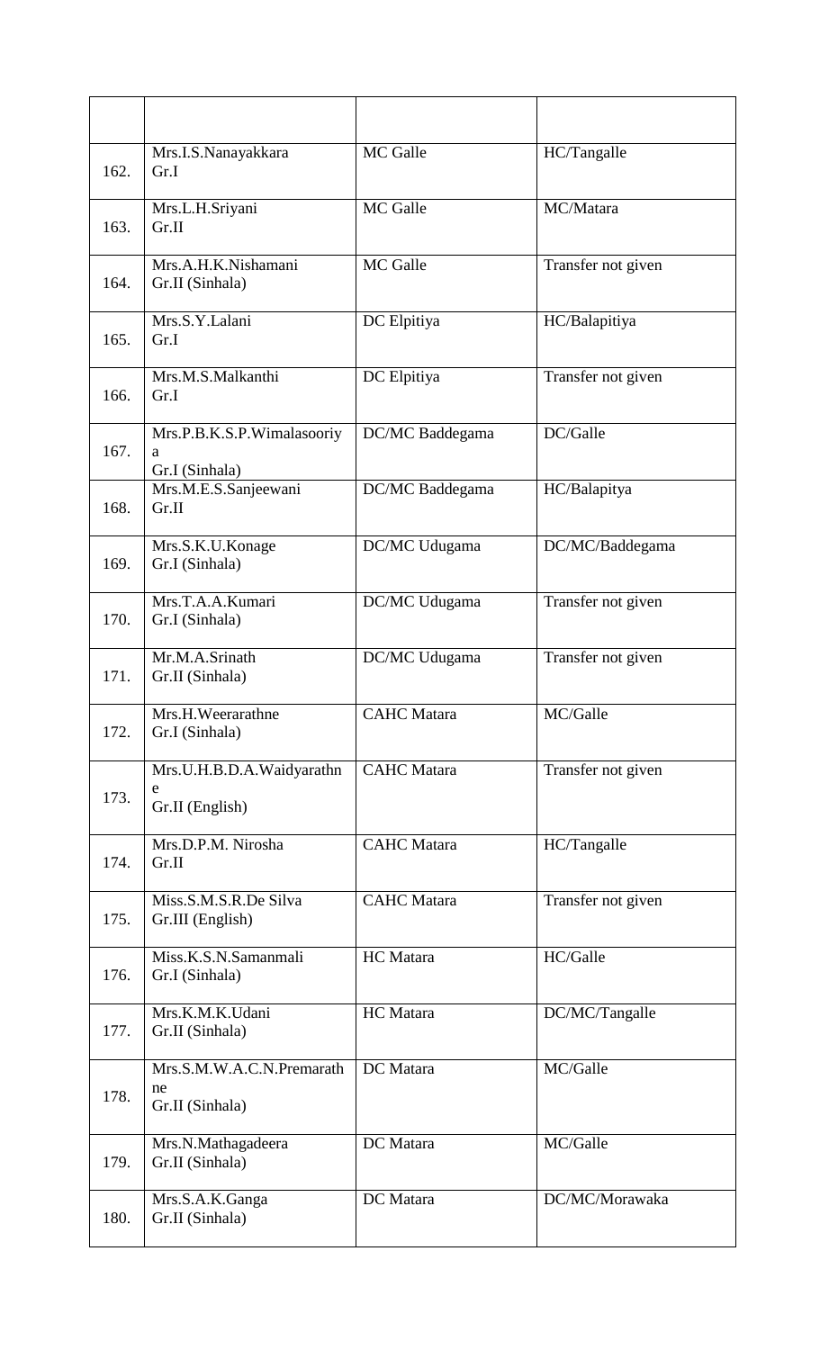| | | | |
|---|---|---|---|
| 162. | Mrs.I.S.Nanayakkara Gr.I | MC Galle | HC/Tangalle |
| 163. | Mrs.L.H.Sriyani Gr.II | MC Galle | MC/Matara |
| 164. | Mrs.A.H.K.Nishamani Gr.II (Sinhala) | MC Galle | Transfer not given |
| 165. | Mrs.S.Y.Lalani Gr.I | DC Elpitiya | HC/Balapitiya |
| 166. | Mrs.M.S.Malkanthi Gr.I | DC Elpitiya | Transfer not given |
| 167. | Mrs.P.B.K.S.P.Wimalasooriya Gr.I (Sinhala) | DC/MC Baddegama | DC/Galle |
| 168. | Mrs.M.E.S.Sanjeewani Gr.II | DC/MC Baddegama | HC/Balapitya |
| 169. | Mrs.S.K.U.Konage Gr.I (Sinhala) | DC/MC Udugama | DC/MC/Baddegama |
| 170. | Mrs.T.A.A.Kumari Gr.I (Sinhala) | DC/MC Udugama | Transfer not given |
| 171. | Mr.M.A.Srinath Gr.II (Sinhala) | DC/MC Udugama | Transfer not given |
| 172. | Mrs.H.Weerarathne Gr.I (Sinhala) | CAHC Matara | MC/Galle |
| 173. | Mrs.U.H.B.D.A.Waidyarathne Gr.II (English) | CAHC Matara | Transfer not given |
| 174. | Mrs.D.P.M. Nirosha Gr.II | CAHC Matara | HC/Tangalle |
| 175. | Miss.S.M.S.R.De Silva Gr.III (English) | CAHC Matara | Transfer not given |
| 176. | Miss.K.S.N.Samanmali Gr.I (Sinhala) | HC Matara | HC/Galle |
| 177. | Mrs.K.M.K.Udani Gr.II (Sinhala) | HC Matara | DC/MC/Tangalle |
| 178. | Mrs.S.M.W.A.C.N.Premarathne Gr.II (Sinhala) | DC Matara | MC/Galle |
| 179. | Mrs.N.Mathagadeera Gr.II (Sinhala) | DC Matara | MC/Galle |
| 180. | Mrs.S.A.K.Ganga Gr.II (Sinhala) | DC Matara | DC/MC/Morawaka |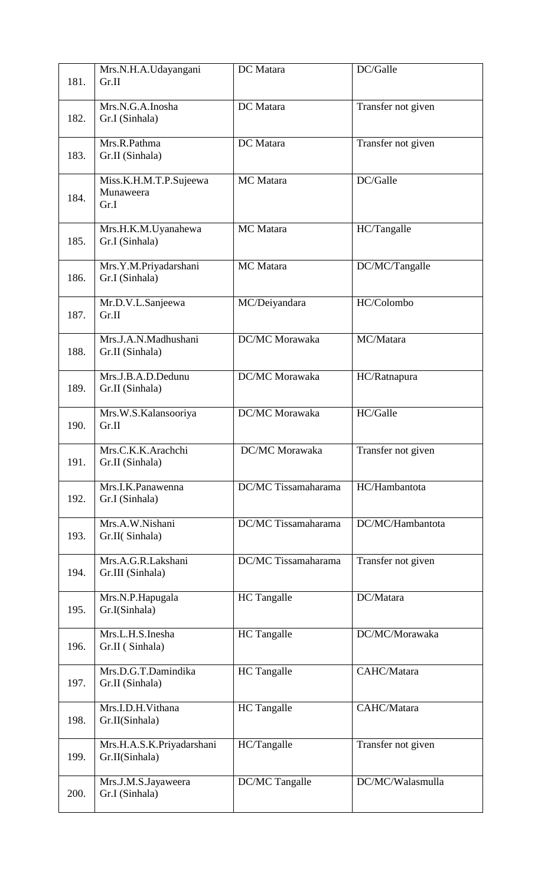| | | | |
|---|---|---|---|
| 181. | Mrs.N.H.A.Udayangani Gr.II | DC Matara | DC/Galle |
| 182. | Mrs.N.G.A.Inosha Gr.I (Sinhala) | DC Matara | Transfer not given |
| 183. | Mrs.R.Pathma Gr.II (Sinhala) | DC Matara | Transfer not given |
| 184. | Miss.K.H.M.T.P.Sujeewa Munaweera Gr.I | MC Matara | DC/Galle |
| 185. | Mrs.H.K.M.Uyanahewa Gr.I (Sinhala) | MC Matara | HC/Tangalle |
| 186. | Mrs.Y.M.Priyadarshani Gr.I (Sinhala) | MC Matara | DC/MC/Tangalle |
| 187. | Mr.D.V.L.Sanjeewa Gr.II | MC/Deiyandara | HC/Colombo |
| 188. | Mrs.J.A.N.Madhushani Gr.II (Sinhala) | DC/MC Morawaka | MC/Matara |
| 189. | Mrs.J.B.A.D.Dedunu Gr.II (Sinhala) | DC/MC Morawaka | HC/Ratnapura |
| 190. | Mrs.W.S.Kalansooriya Gr.II | DC/MC Morawaka | HC/Galle |
| 191. | Mrs.C.K.K.Arachchi Gr.II (Sinhala) | DC/MC Morawaka | Transfer not given |
| 192. | Mrs.I.K.Panawenna Gr.I (Sinhala) | DC/MC Tissamaharama | HC/Hambantota |
| 193. | Mrs.A.W.Nishani Gr.II( Sinhala) | DC/MC Tissamaharama | DC/MC/Hambantota |
| 194. | Mrs.A.G.R.Lakshani Gr.III (Sinhala) | DC/MC Tissamaharama | Transfer not given |
| 195. | Mrs.N.P.Hapugala Gr.I(Sinhala) | HC Tangalle | DC/Matara |
| 196. | Mrs.L.H.S.Inesha Gr.II ( Sinhala) | HC Tangalle | DC/MC/Morawaka |
| 197. | Mrs.D.G.T.Damindika Gr.II (Sinhala) | HC Tangalle | CAHC/Matara |
| 198. | Mrs.I.D.H.Vithana Gr.II(Sinhala) | HC Tangalle | CAHC/Matara |
| 199. | Mrs.H.A.S.K.Priyadarshani Gr.II(Sinhala) | HC/Tangalle | Transfer not given |
| 200. | Mrs.J.M.S.Jayaweera Gr.I (Sinhala) | DC/MC Tangalle | DC/MC/Walasmulla |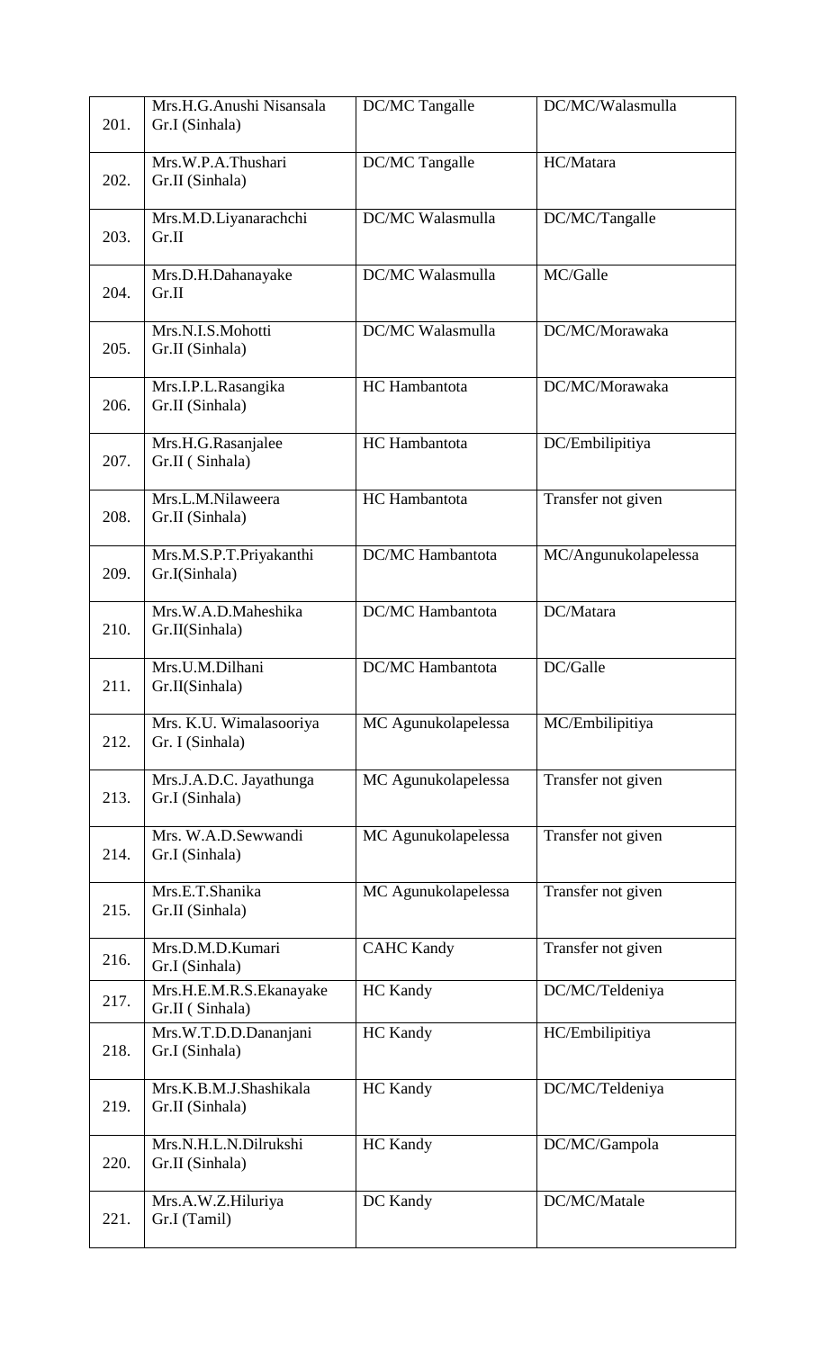| | | | |
|---|---|---|---|
| 201. | Mrs.H.G.Anushi Nisansala Gr.I (Sinhala) | DC/MC Tangalle | DC/MC/Walasmulla |
| 202. | Mrs.W.P.A.Thushari Gr.II (Sinhala) | DC/MC Tangalle | HC/Matara |
| 203. | Mrs.M.D.Liyanarachchi Gr.II | DC/MC Walasmulla | DC/MC/Tangalle |
| 204. | Mrs.D.H.Dahanayake Gr.II | DC/MC Walasmulla | MC/Galle |
| 205. | Mrs.N.I.S.Mohotti Gr.II (Sinhala) | DC/MC Walasmulla | DC/MC/Morawaka |
| 206. | Mrs.I.P.L.Rasangika Gr.II (Sinhala) | HC Hambantota | DC/MC/Morawaka |
| 207. | Mrs.H.G.Rasanjalee Gr.II ( Sinhala) | HC Hambantota | DC/Embilipitiya |
| 208. | Mrs.L.M.Nilaweera Gr.II (Sinhala) | HC Hambantota | Transfer not given |
| 209. | Mrs.M.S.P.T.Priyakanthi Gr.I(Sinhala) | DC/MC Hambantota | MC/Angunukolapelessa |
| 210. | Mrs.W.A.D.Maheshika Gr.II(Sinhala) | DC/MC Hambantota | DC/Matara |
| 211. | Mrs.U.M.Dilhani Gr.II(Sinhala) | DC/MC Hambantota | DC/Galle |
| 212. | Mrs. K.U. Wimalasooriya Gr. I (Sinhala) | MC Agunukolapelessa | MC/Embilipitiya |
| 213. | Mrs.J.A.D.C. Jayathunga Gr.I (Sinhala) | MC Agunukolapelessa | Transfer not given |
| 214. | Mrs. W.A.D.Sewwandi Gr.I (Sinhala) | MC Agunukolapelessa | Transfer not given |
| 215. | Mrs.E.T.Shanika Gr.II (Sinhala) | MC Agunukolapelessa | Transfer not given |
| 216. | Mrs.D.M.D.Kumari Gr.I (Sinhala) | CAHC Kandy | Transfer not given |
| 217. | Mrs.H.E.M.R.S.Ekanayake Gr.II ( Sinhala) | HC Kandy | DC/MC/Teldeniya |
| 218. | Mrs.W.T.D.D.Dananjani Gr.I (Sinhala) | HC Kandy | HC/Embilipitiya |
| 219. | Mrs.K.B.M.J.Shashikala Gr.II (Sinhala) | HC Kandy | DC/MC/Teldeniya |
| 220. | Mrs.N.H.L.N.Dilrukshi Gr.II (Sinhala) | HC Kandy | DC/MC/Gampola |
| 221. | Mrs.A.W.Z.Hiluriya Gr.I (Tamil) | DC Kandy | DC/MC/Matale |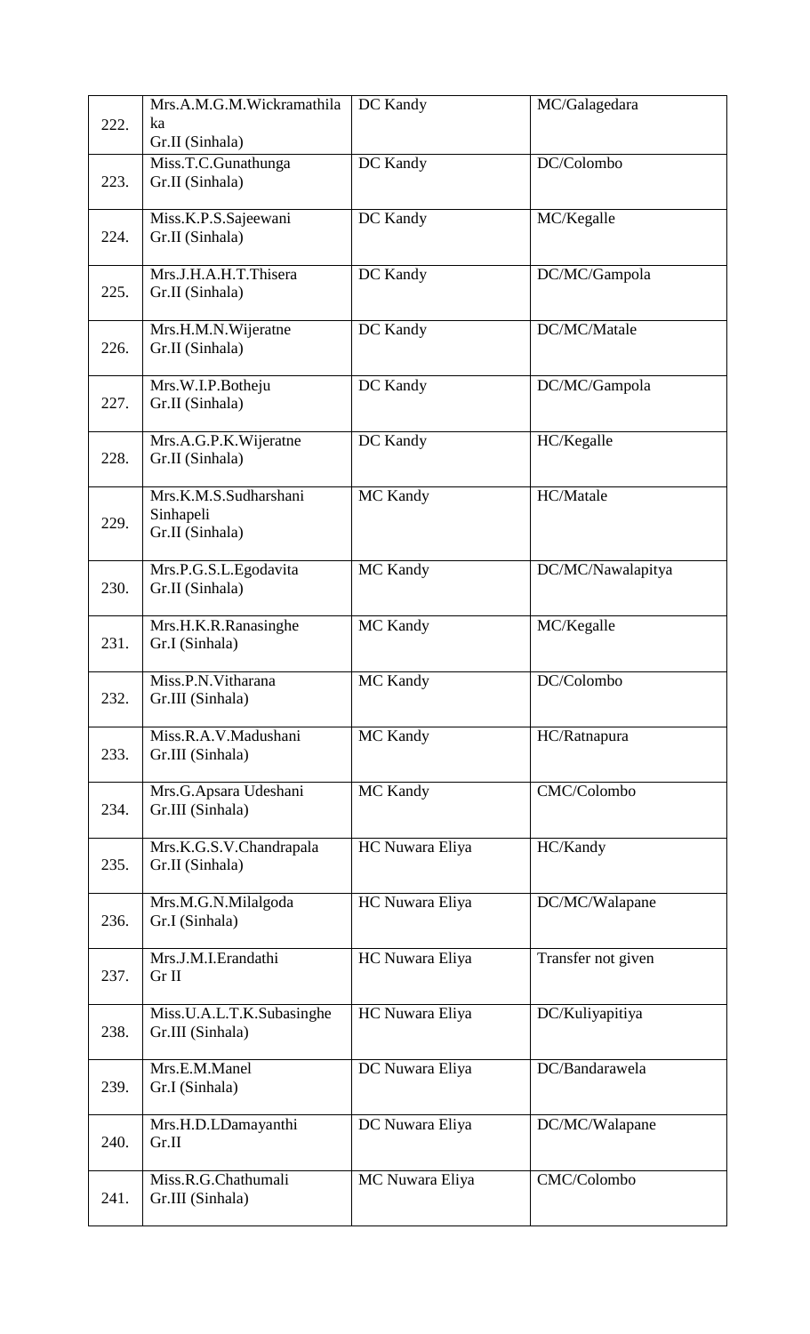| | | | |
|---|---|---|---|
| 222. | Mrs.A.M.G.M.Wickramathilaka Gr.II (Sinhala) | DC Kandy | MC/Galagedara |
| 223. | Miss.T.C.Gunathunga Gr.II (Sinhala) | DC Kandy | DC/Colombo |
| 224. | Miss.K.P.S.Sajeewani Gr.II (Sinhala) | DC Kandy | MC/Kegalle |
| 225. | Mrs.J.H.A.H.T.Thisera Gr.II (Sinhala) | DC Kandy | DC/MC/Gampola |
| 226. | Mrs.H.M.N.Wijeratne Gr.II (Sinhala) | DC Kandy | DC/MC/Matale |
| 227. | Mrs.W.I.P.Botheju Gr.II (Sinhala) | DC Kandy | DC/MC/Gampola |
| 228. | Mrs.A.G.P.K.Wijeratne Gr.II (Sinhala) | DC Kandy | HC/Kegalle |
| 229. | Mrs.K.M.S.Sudharshani Sinhapeli Gr.II (Sinhala) | MC Kandy | HC/Matale |
| 230. | Mrs.P.G.S.L.Egodavita Gr.II (Sinhala) | MC Kandy | DC/MC/Nawalapitya |
| 231. | Mrs.H.K.R.Ranasinghe Gr.I (Sinhala) | MC Kandy | MC/Kegalle |
| 232. | Miss.P.N.Vitharana Gr.III (Sinhala) | MC Kandy | DC/Colombo |
| 233. | Miss.R.A.V.Madushani Gr.III (Sinhala) | MC Kandy | HC/Ratnapura |
| 234. | Mrs.G.Apsara Udeshani Gr.III (Sinhala) | MC Kandy | CMC/Colombo |
| 235. | Mrs.K.G.S.V.Chandrapala Gr.II (Sinhala) | HC Nuwara Eliya | HC/Kandy |
| 236. | Mrs.M.G.N.Milalgoda Gr.I (Sinhala) | HC Nuwara Eliya | DC/MC/Walapane |
| 237. | Mrs.J.M.I.Erandathi Gr II | HC Nuwara Eliya | Transfer not given |
| 238. | Miss.U.A.L.T.K.Subasinghe Gr.III (Sinhala) | HC Nuwara Eliya | DC/Kuliyapitiya |
| 239. | Mrs.E.M.Manel Gr.I (Sinhala) | DC Nuwara Eliya | DC/Bandarawela |
| 240. | Mrs.H.D.LDamayanthi Gr.II | DC Nuwara Eliya | DC/MC/Walapane |
| 241. | Miss.R.G.Chathumali Gr.III (Sinhala) | MC Nuwara Eliya | CMC/Colombo |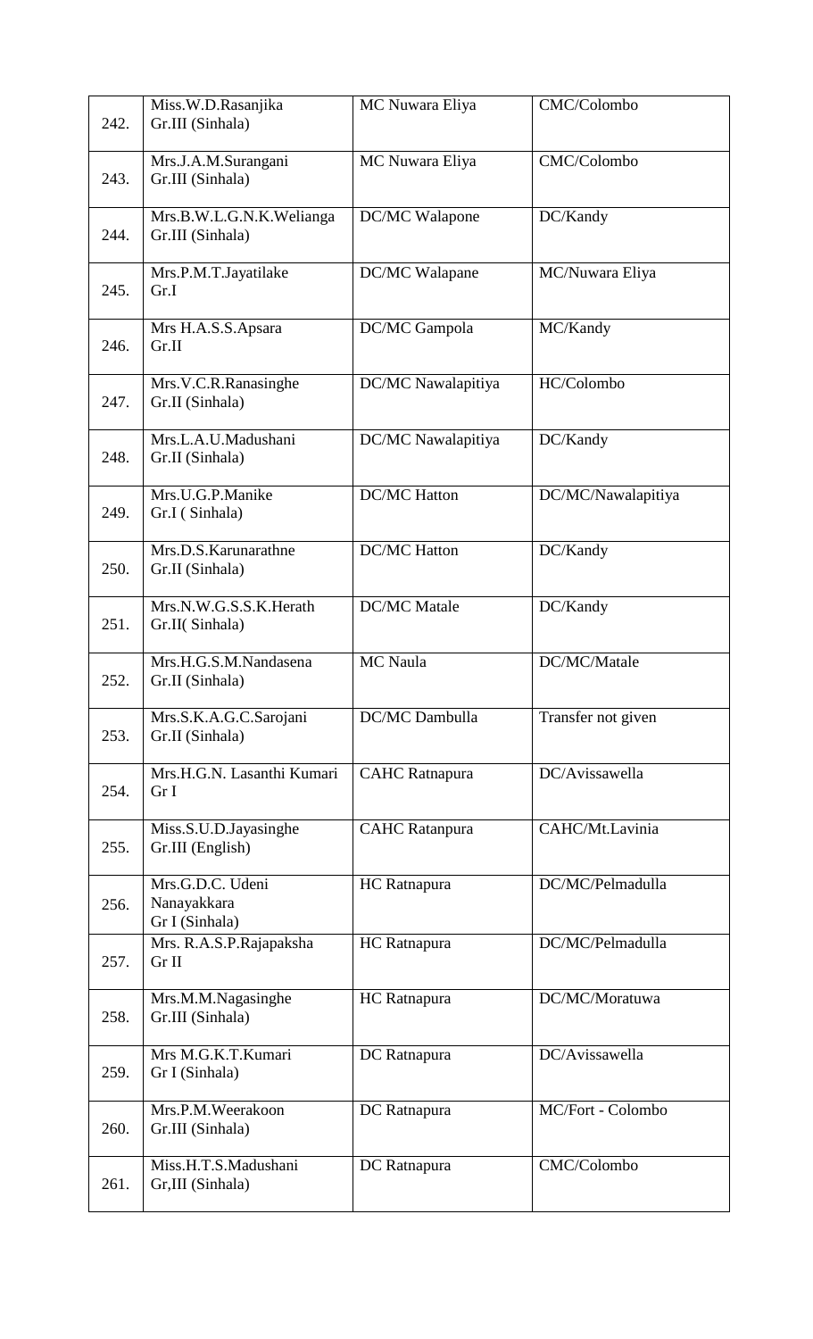| | | | |
|---|---|---|---|
| 242. | Miss.W.D.Rasanjika<br>Gr.III (Sinhala) | MC Nuwara Eliya | CMC/Colombo |
| 243. | Mrs.J.A.M.Surangani<br>Gr.III (Sinhala) | MC Nuwara Eliya | CMC/Colombo |
| 244. | Mrs.B.W.L.G.N.K.Welianga<br>Gr.III (Sinhala) | DC/MC Walapone | DC/Kandy |
| 245. | Mrs.P.M.T.Jayatilake<br>Gr.I | DC/MC Walapane | MC/Nuwara Eliya |
| 246. | Mrs H.A.S.S.Apsara<br>Gr.II | DC/MC Gampola | MC/Kandy |
| 247. | Mrs.V.C.R.Ranasinghe<br>Gr.II (Sinhala) | DC/MC Nawalapitiya | HC/Colombo |
| 248. | Mrs.L.A.U.Madushani<br>Gr.II (Sinhala) | DC/MC Nawalapitiya | DC/Kandy |
| 249. | Mrs.U.G.P.Manike<br>Gr.I ( Sinhala) | DC/MC Hatton | DC/MC/Nawalapitiya |
| 250. | Mrs.D.S.Karunarathne<br>Gr.II (Sinhala) | DC/MC Hatton | DC/Kandy |
| 251. | Mrs.N.W.G.S.S.K.Herath<br>Gr.II( Sinhala) | DC/MC Matale | DC/Kandy |
| 252. | Mrs.H.G.S.M.Nandasena<br>Gr.II (Sinhala) | MC Naula | DC/MC/Matale |
| 253. | Mrs.S.K.A.G.C.Sarojani<br>Gr.II (Sinhala) | DC/MC Dambulla | Transfer not given |
| 254. | Mrs.H.G.N. Lasanthi Kumari<br>Gr I | CAHC Ratnapura | DC/Avissawella |
| 255. | Miss.S.U.D.Jayasinghe<br>Gr.III (English) | CAHC Ratanpura | CAHC/Mt.Lavinia |
| 256. | Mrs.G.D.C. Udeni<br>Nanayakkara<br>Gr I (Sinhala) | HC Ratnapura | DC/MC/Pelmadulla |
| 257. | Mrs. R.A.S.P.Rajapaksha<br>Gr II | HC Ratnapura | DC/MC/Pelmadulla |
| 258. | Mrs.M.M.Nagasinghe<br>Gr.III (Sinhala) | HC Ratnapura | DC/MC/Moratuwa |
| 259. | Mrs M.G.K.T.Kumari<br>Gr I (Sinhala) | DC Ratnapura | DC/Avissawella |
| 260. | Mrs.P.M.Weerakoon<br>Gr.III (Sinhala) | DC Ratnapura | MC/Fort - Colombo |
| 261. | Miss.H.T.S.Madushani<br>Gr,III (Sinhala) | DC Ratnapura | CMC/Colombo |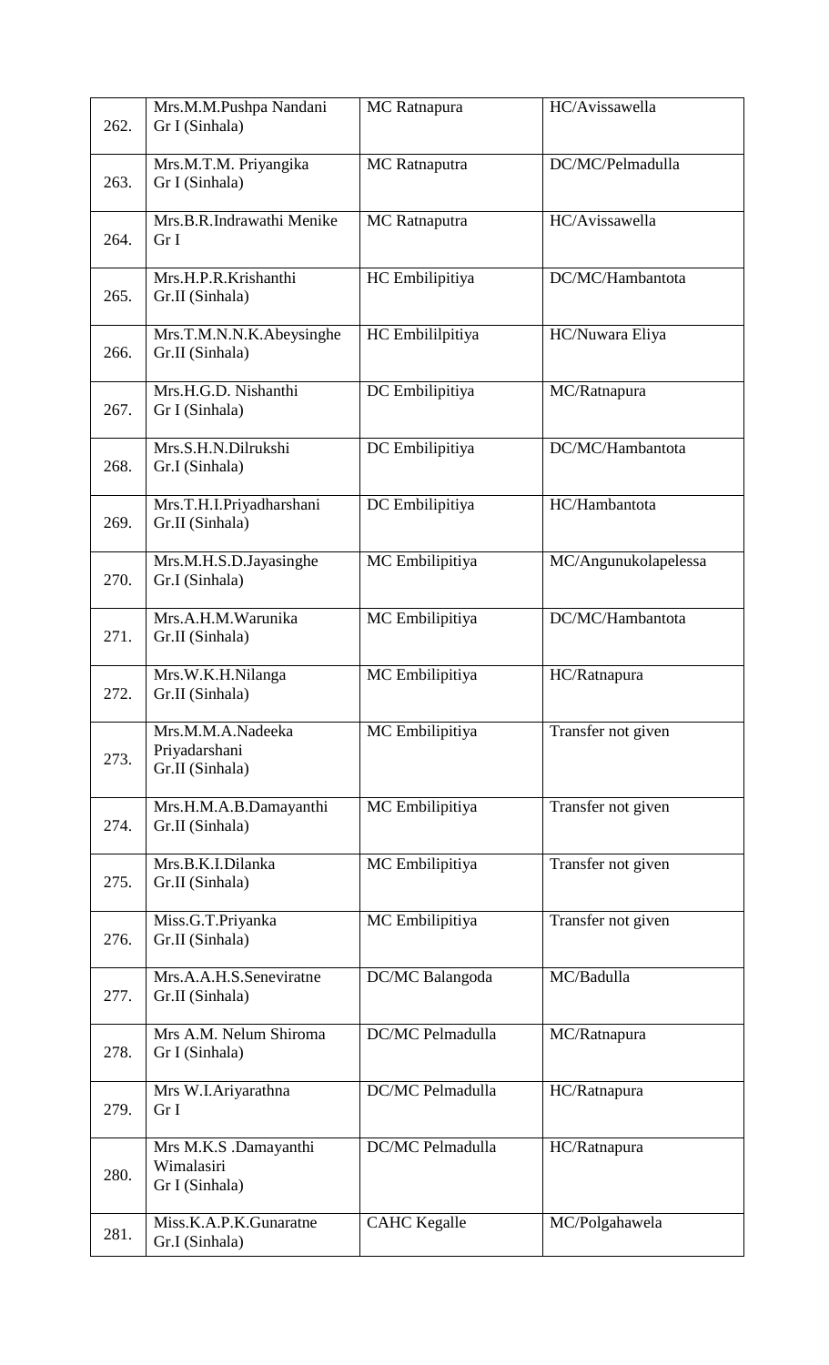| | | | |
|---|---|---|---|
| 262. | Mrs.M.M.Pushpa Nandani Gr I (Sinhala) | MC Ratnapura | HC/Avissawella |
| 263. | Mrs.M.T.M. Priyangika Gr I (Sinhala) | MC Ratnaputra | DC/MC/Pelmadulla |
| 264. | Mrs.B.R.Indrawathi Menike Gr I | MC Ratnaputra | HC/Avissawella |
| 265. | Mrs.H.P.R.Krishanthi Gr.II (Sinhala) | HC Embilipitiya | DC/MC/Hambantota |
| 266. | Mrs.T.M.N.N.K.Abeysinghe Gr.II (Sinhala) | HC Embililpitiya | HC/Nuwara Eliya |
| 267. | Mrs.H.G.D. Nishanthi Gr I (Sinhala) | DC Embilipitiya | MC/Ratnapura |
| 268. | Mrs.S.H.N.Dilrukshi Gr.I (Sinhala) | DC Embilipitiya | DC/MC/Hambantota |
| 269. | Mrs.T.H.I.Priyadharshani Gr.II (Sinhala) | DC Embilipitiya | HC/Hambantota |
| 270. | Mrs.M.H.S.D.Jayasinghe Gr.I (Sinhala) | MC Embilipitiya | MC/Angunukolapelessa |
| 271. | Mrs.A.H.M.Warunika Gr.II (Sinhala) | MC Embilipitiya | DC/MC/Hambantota |
| 272. | Mrs.W.K.H.Nilanga Gr.II (Sinhala) | MC Embilipitiya | HC/Ratnapura |
| 273. | Mrs.M.M.A.Nadeeka Priyadarshani Gr.II (Sinhala) | MC Embilipitiya | Transfer not given |
| 274. | Mrs.H.M.A.B.Damayanthi Gr.II (Sinhala) | MC Embilipitiya | Transfer not given |
| 275. | Mrs.B.K.I.Dilanka Gr.II (Sinhala) | MC Embilipitiya | Transfer not given |
| 276. | Miss.G.T.Priyanka Gr.II (Sinhala) | MC Embilipitiya | Transfer not given |
| 277. | Mrs.A.A.H.S.Seneviratne Gr.II (Sinhala) | DC/MC Balangoda | MC/Badulla |
| 278. | Mrs A.M. Nelum Shiroma Gr I (Sinhala) | DC/MC Pelmadulla | MC/Ratnapura |
| 279. | Mrs W.I.Ariyarathna Gr I | DC/MC Pelmadulla | HC/Ratnapura |
| 280. | Mrs M.K.S .Damayanthi Wimalasiri Gr I (Sinhala) | DC/MC Pelmadulla | HC/Ratnapura |
| 281. | Miss.K.A.P.K.Gunaratne Gr.I (Sinhala) | CAHC Kegalle | MC/Polgahawela |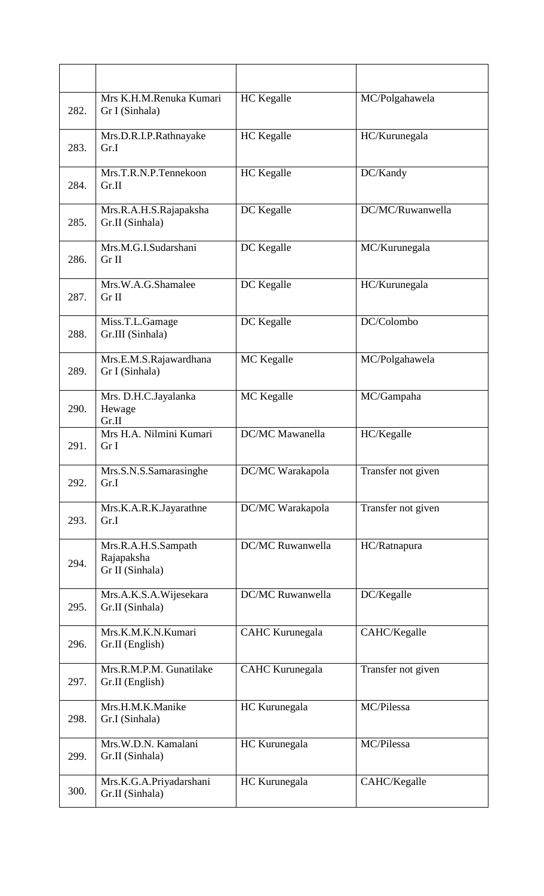| | | | |
|---|---|---|---|
| 282. | Mrs K.H.M.Renuka Kumari Gr I (Sinhala) | HC Kegalle | MC/Polgahawela |
| 283. | Mrs.D.R.I.P.Rathnayake Gr.I | HC Kegalle | HC/Kurunegala |
| 284. | Mrs.T.R.N.P.Tennekoon Gr.II | HC Kegalle | DC/Kandy |
| 285. | Mrs.R.A.H.S.Rajapaksha Gr.II (Sinhala) | DC Kegalle | DC/MC/Ruwanwella |
| 286. | Mrs.M.G.I.Sudarshani Gr II | DC Kegalle | MC/Kurunegala |
| 287. | Mrs.W.A.G.Shamalee Gr II | DC Kegalle | HC/Kurunegala |
| 288. | Miss.T.L.Gamage Gr.III (Sinhala) | DC Kegalle | DC/Colombo |
| 289. | Mrs.E.M.S.Rajawardhana Gr I (Sinhala) | MC Kegalle | MC/Polgahawela |
| 290. | Mrs. D.H.C.Jayalanka Hewage Gr.II | MC Kegalle | MC/Gampaha |
| 291. | Mrs H.A. Nilmini Kumari Gr I | DC/MC Mawanella | HC/Kegalle |
| 292. | Mrs.S.N.S.Samarasinghe Gr.I | DC/MC Warakapola | Transfer not given |
| 293. | Mrs.K.A.R.K.Jayarathne Gr.I | DC/MC Warakapola | Transfer not given |
| 294. | Mrs.R.A.H.S.Sampath Rajapaksha Gr II (Sinhala) | DC/MC Ruwanwella | HC/Ratnapura |
| 295. | Mrs.A.K.S.A.Wijesekara Gr.II (Sinhala) | DC/MC Ruwanwella | DC/Kegalle |
| 296. | Mrs.K.M.K.N.Kumari Gr.II (English) | CAHC Kurunegala | CAHC/Kegalle |
| 297. | Mrs.R.M.P.M. Gunatilake Gr.II (English) | CAHC Kurunegala | Transfer not given |
| 298. | Mrs.H.M.K.Manike Gr.I (Sinhala) | HC Kurunegala | MC/Pilessa |
| 299. | Mrs.W.D.N. Kamalani Gr.II (Sinhala) | HC Kurunegala | MC/Pilessa |
| 300. | Mrs.K.G.A.Priyadarshani Gr.II (Sinhala) | HC Kurunegala | CAHC/Kegalle |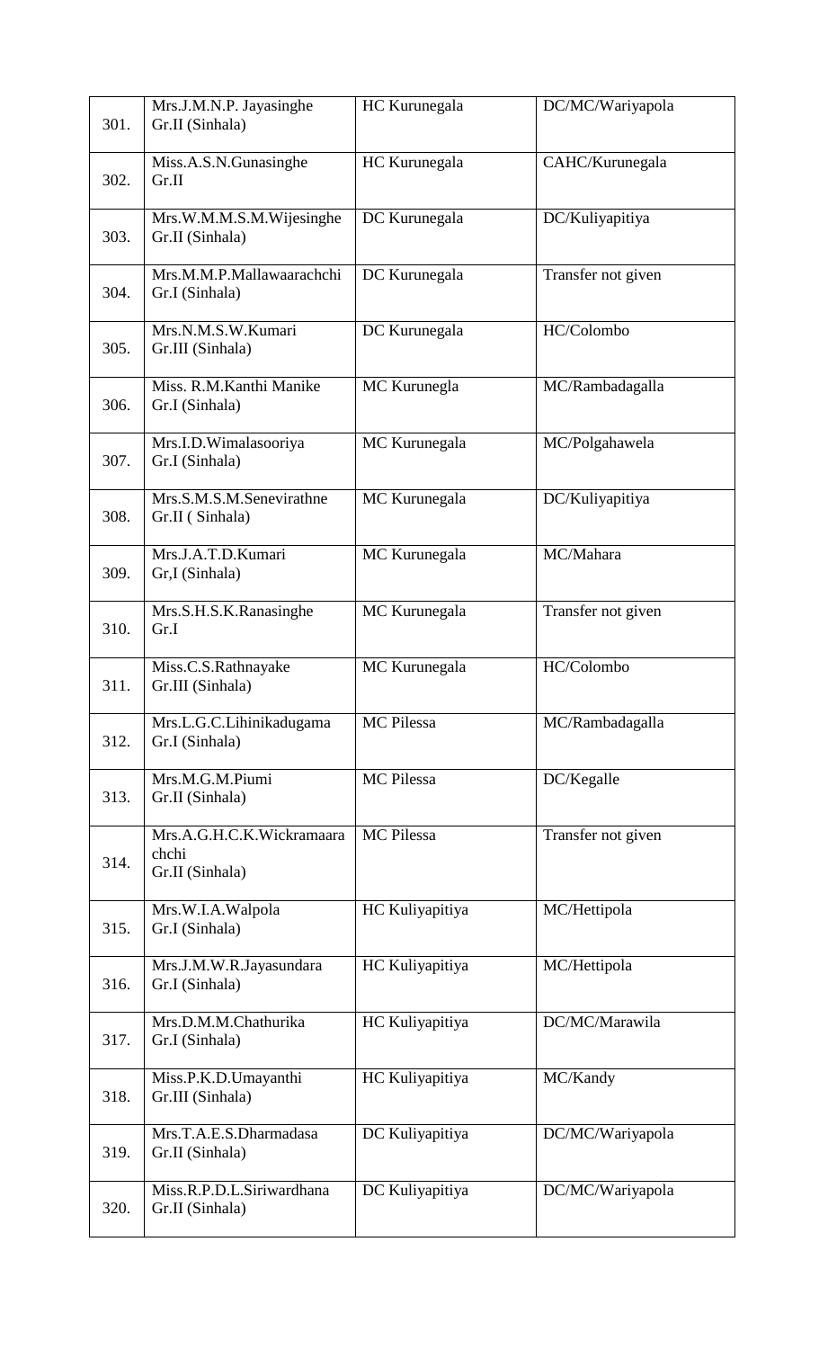| | | | |
|---|---|---|---|
| 301. | Mrs.J.M.N.P. Jayasinghe Gr.II (Sinhala) | HC Kurunegala | DC/MC/Wariyapola |
| 302. | Miss.A.S.N.Gunasinghe Gr.II | HC Kurunegala | CAHC/Kurunegala |
| 303. | Mrs.W.M.M.S.M.Wijesinghe Gr.II (Sinhala) | DC Kurunegala | DC/Kuliyapitiya |
| 304. | Mrs.M.M.P.Mallawaarachchi Gr.I (Sinhala) | DC Kurunegala | Transfer not given |
| 305. | Mrs.N.M.S.W.Kumari Gr.III (Sinhala) | DC Kurunegala | HC/Colombo |
| 306. | Miss. R.M.Kanthi Manike Gr.I (Sinhala) | MC Kurunegla | MC/Rambadagalla |
| 307. | Mrs.I.D.Wimalasooriya Gr.I (Sinhala) | MC Kurunegala | MC/Polgahawela |
| 308. | Mrs.S.M.S.M.Senevirathne Gr.II ( Sinhala) | MC Kurunegala | DC/Kuliyapitiya |
| 309. | Mrs.J.A.T.D.Kumari Gr,I (Sinhala) | MC Kurunegala | MC/Mahara |
| 310. | Mrs.S.H.S.K.Ranasinghe Gr.I | MC Kurunegala | Transfer not given |
| 311. | Miss.C.S.Rathnayake Gr.III (Sinhala) | MC Kurunegala | HC/Colombo |
| 312. | Mrs.L.G.C.Lihinikadugama Gr.I (Sinhala) | MC Pilessa | MC/Rambadagalla |
| 313. | Mrs.M.G.M.Piumi Gr.II (Sinhala) | MC Pilessa | DC/Kegalle |
| 314. | Mrs.A.G.H.C.K.Wickramaara chchi Gr.II (Sinhala) | MC Pilessa | Transfer not given |
| 315. | Mrs.W.I.A.Walpola Gr.I (Sinhala) | HC Kuliyapitiya | MC/Hettipola |
| 316. | Mrs.J.M.W.R.Jayasundara Gr.I (Sinhala) | HC Kuliyapitiya | MC/Hettipola |
| 317. | Mrs.D.M.M.Chathurika Gr.I (Sinhala) | HC Kuliyapitiya | DC/MC/Marawila |
| 318. | Miss.P.K.D.Umayanthi Gr.III (Sinhala) | HC Kuliyapitiya | MC/Kandy |
| 319. | Mrs.T.A.E.S.Dharmadasa Gr.II (Sinhala) | DC Kuliyapitiya | DC/MC/Wariyapola |
| 320. | Miss.R.P.D.L.Siriwardhana Gr.II (Sinhala) | DC Kuliyapitiya | DC/MC/Wariyapola |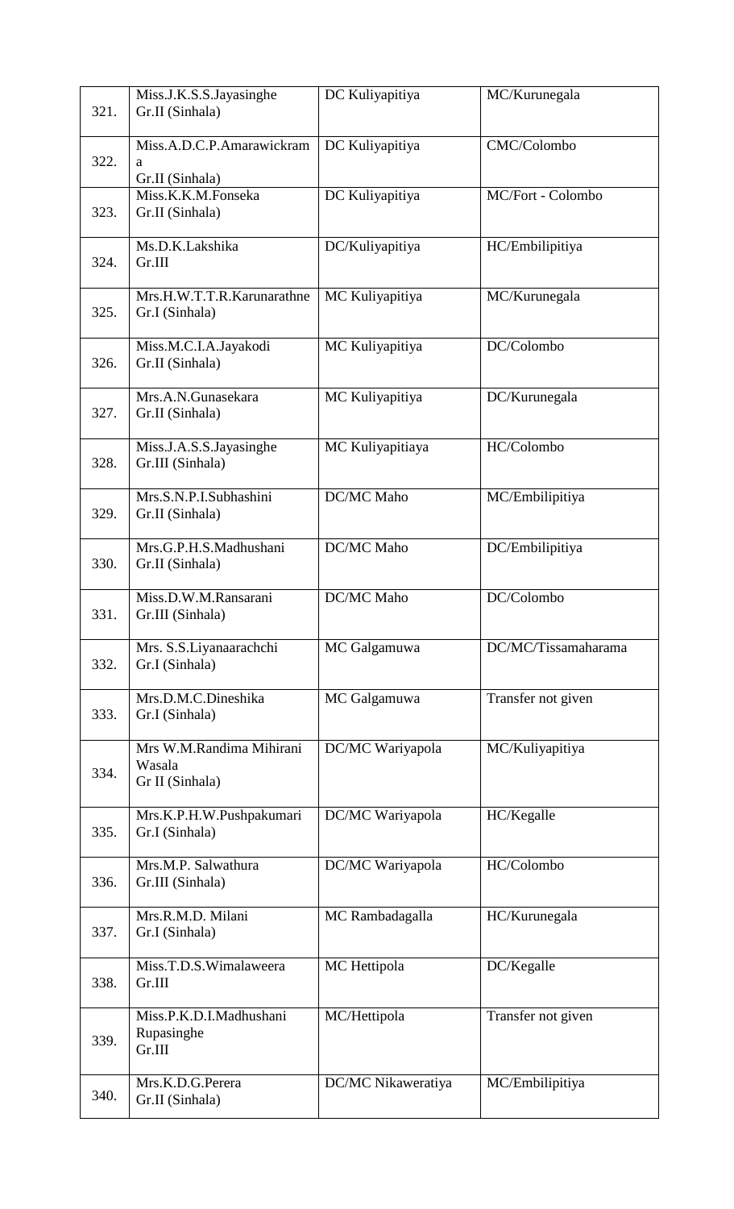| 321. | Miss.J.K.S.S.Jayasinghe Gr.II (Sinhala) | DC Kuliyapitiya | MC/Kurunegala |
|---|---|---|---|
| 322. | Miss.A.D.C.P.Amarawickram a Gr.II (Sinhala) | DC Kuliyapitiya | CMC/Colombo |
| 323. | Miss.K.K.M.Fonseka Gr.II (Sinhala) | DC Kuliyapitiya | MC/Fort - Colombo |
| 324. | Ms.D.K.Lakshika Gr.III | DC/Kuliyapitiya | HC/Embilipitiya |
| 325. | Mrs.H.W.T.T.R.Karunarathne Gr.I (Sinhala) | MC Kuliyapitiya | MC/Kurunegala |
| 326. | Miss.M.C.I.A.Jayakodi Gr.II (Sinhala) | MC Kuliyapitiya | DC/Colombo |
| 327. | Mrs.A.N.Gunasekara Gr.II (Sinhala) | MC Kuliyapitiya | DC/Kurunegala |
| 328. | Miss.J.A.S.S.Jayasinghe Gr.III (Sinhala) | MC Kuliyapitiaya | HC/Colombo |
| 329. | Mrs.S.N.P.I.Subhashini Gr.II (Sinhala) | DC/MC Maho | MC/Embilipitiya |
| 330. | Mrs.G.P.H.S.Madhushani Gr.II (Sinhala) | DC/MC Maho | DC/Embilipitiya |
| 331. | Miss.D.W.M.Ransarani Gr.III (Sinhala) | DC/MC Maho | DC/Colombo |
| 332. | Mrs. S.S.Liyanaarachchi Gr.I (Sinhala) | MC Galgamuwa | DC/MC/Tissamaharama |
| 333. | Mrs.D.M.C.Dineshika Gr.I (Sinhala) | MC Galgamuwa | Transfer not given |
| 334. | Mrs W.M.Randima Mihirani Wasala Gr II (Sinhala) | DC/MC Wariyapola | MC/Kuliyapitiya |
| 335. | Mrs.K.P.H.W.Pushpakumari Gr.I (Sinhala) | DC/MC Wariyapola | HC/Kegalle |
| 336. | Mrs.M.P. Salwathura Gr.III (Sinhala) | DC/MC Wariyapola | HC/Colombo |
| 337. | Mrs.R.M.D. Milani Gr.I (Sinhala) | MC Rambadagalla | HC/Kurunegala |
| 338. | Miss.T.D.S.Wimalaweera Gr.III | MC Hettipola | DC/Kegalle |
| 339. | Miss.P.K.D.I.Madhushani Rupasinghe Gr.III | MC/Hettipola | Transfer not given |
| 340. | Mrs.K.D.G.Perera Gr.II (Sinhala) | DC/MC Nikaweratiya | MC/Embilipitiya |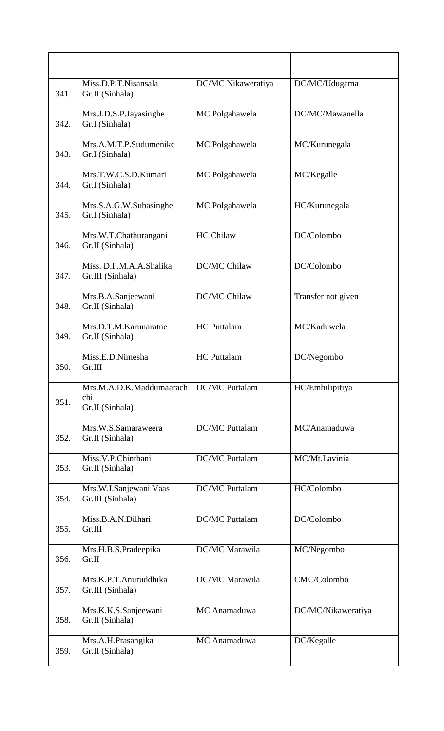| | | | |
|---|---|---|---|
| 341. | Miss.D.P.T.Nisansala<br>Gr.II (Sinhala) | DC/MC Nikaweratiya | DC/MC/Udugama |
| 342. | Mrs.J.D.S.P.Jayasinghe<br>Gr.I (Sinhala) | MC Polgahawela | DC/MC/Mawanella |
| 343. | Mrs.A.M.T.P.Sudumenike<br>Gr.I (Sinhala) | MC Polgahawela | MC/Kurunegala |
| 344. | Mrs.T.W.C.S.D.Kumari<br>Gr.I (Sinhala) | MC Polgahawela | MC/Kegalle |
| 345. | Mrs.S.A.G.W.Subasinghe<br>Gr.I (Sinhala) | MC Polgahawela | HC/Kurunegala |
| 346. | Mrs.W.T.Chathurangani<br>Gr.II (Sinhala) | HC Chilaw | DC/Colombo |
| 347. | Miss. D.F.M.A.A.Shalika<br>Gr.III (Sinhala) | DC/MC Chilaw | DC/Colombo |
| 348. | Mrs.B.A.Sanjeewani<br>Gr.II (Sinhala) | DC/MC Chilaw | Transfer not given |
| 349. | Mrs.D.T.M.Karunaratne<br>Gr.II (Sinhala) | HC Puttalam | MC/Kaduwela |
| 350. | Miss.E.D.Nimesha<br>Gr.III | HC Puttalam | DC/Negombo |
| 351. | Mrs.M.A.D.K.Maddumaarach<br>chi<br>Gr.II (Sinhala) | DC/MC Puttalam | HC/Embilipitiya |
| 352. | Mrs.W.S.Samaraweera<br>Gr.II (Sinhala) | DC/MC Puttalam | MC/Anamaduwa |
| 353. | Miss.V.P.Chinthani<br>Gr.II (Sinhala) | DC/MC Puttalam | MC/Mt.Lavinia |
| 354. | Mrs.W.I.Sanjewani Vaas<br>Gr.III (Sinhala) | DC/MC Puttalam | HC/Colombo |
| 355. | Miss.B.A.N.Dilhari<br>Gr.III | DC/MC Puttalam | DC/Colombo |
| 356. | Mrs.H.B.S.Pradeepika<br>Gr.II | DC/MC Marawila | MC/Negombo |
| 357. | Mrs.K.P.T.Anuruddhika<br>Gr.III (Sinhala) | DC/MC Marawila | CMC/Colombo |
| 358. | Mrs.K.K.S.Sanjeewani<br>Gr.II (Sinhala) | MC Anamaduwa | DC/MC/Nikaweratiya |
| 359. | Mrs.A.H.Prasangika<br>Gr.II (Sinhala) | MC Anamaduwa | DC/Kegalle |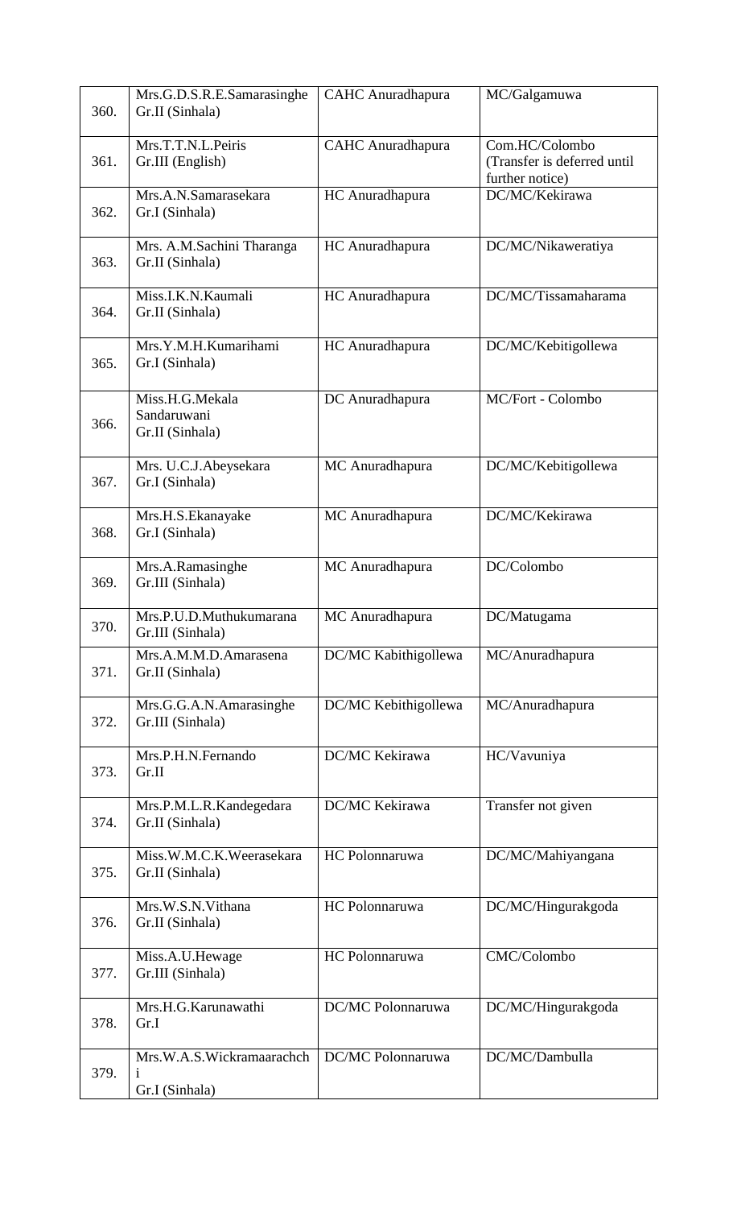| | | | |
|---|---|---|---|
| 360. | Mrs.G.D.S.R.E.Samarasinghe Gr.II (Sinhala) | CAHC Anuradhapura | MC/Galgamuwa |
| 361. | Mrs.T.T.N.L.Peiris Gr.III (English) | CAHC Anuradhapura | Com.HC/Colombo (Transfer is deferred until further notice) |
| 362. | Mrs.A.N.Samarasekara Gr.I (Sinhala) | HC Anuradhapura | DC/MC/Kekirawa |
| 363. | Mrs. A.M.Sachini Tharanga Gr.II (Sinhala) | HC Anuradhapura | DC/MC/Nikaweratiya |
| 364. | Miss.I.K.N.Kaumali Gr.II (Sinhala) | HC Anuradhapura | DC/MC/Tissamaharama |
| 365. | Mrs.Y.M.H.Kumarihami Gr.I (Sinhala) | HC Anuradhapura | DC/MC/Kebitigollewa |
| 366. | Miss.H.G.Mekala Sandaruwani Gr.II (Sinhala) | DC Anuradhapura | MC/Fort - Colombo |
| 367. | Mrs. U.C.J.Abeysekara Gr.I (Sinhala) | MC Anuradhapura | DC/MC/Kebitigollewa |
| 368. | Mrs.H.S.Ekanayake Gr.I (Sinhala) | MC Anuradhapura | DC/MC/Kekirawa |
| 369. | Mrs.A.Ramasinghe Gr.III (Sinhala) | MC Anuradhapura | DC/Colombo |
| 370. | Mrs.P.U.D.Muthukumarana Gr.III (Sinhala) | MC Anuradhapura | DC/Matugama |
| 371. | Mrs.A.M.M.D.Amarasena Gr.II (Sinhala) | DC/MC Kabithigollewa | MC/Anuradhapura |
| 372. | Mrs.G.G.A.N.Amarasinghe Gr.III (Sinhala) | DC/MC Kebithigollewa | MC/Anuradhapura |
| 373. | Mrs.P.H.N.Fernando Gr.II | DC/MC Kekirawa | HC/Vavuniya |
| 374. | Mrs.P.M.L.R.Kandegedara Gr.II (Sinhala) | DC/MC Kekirawa | Transfer not given |
| 375. | Miss.W.M.C.K.Weerasekara Gr.II (Sinhala) | HC Polonnaruwa | DC/MC/Mahiyangana |
| 376. | Mrs.W.S.N.Vithana Gr.II (Sinhala) | HC Polonnaruwa | DC/MC/Hingurakgoda |
| 377. | Miss.A.U.Hewage Gr.III (Sinhala) | HC Polonnaruwa | CMC/Colombo |
| 378. | Mrs.H.G.Karunawathi Gr.I | DC/MC Polonnaruwa | DC/MC/Hingurakgoda |
| 379. | Mrs.W.A.S.Wickramaarachchi Gr.I (Sinhala) | DC/MC Polonnaruwa | DC/MC/Dambulla |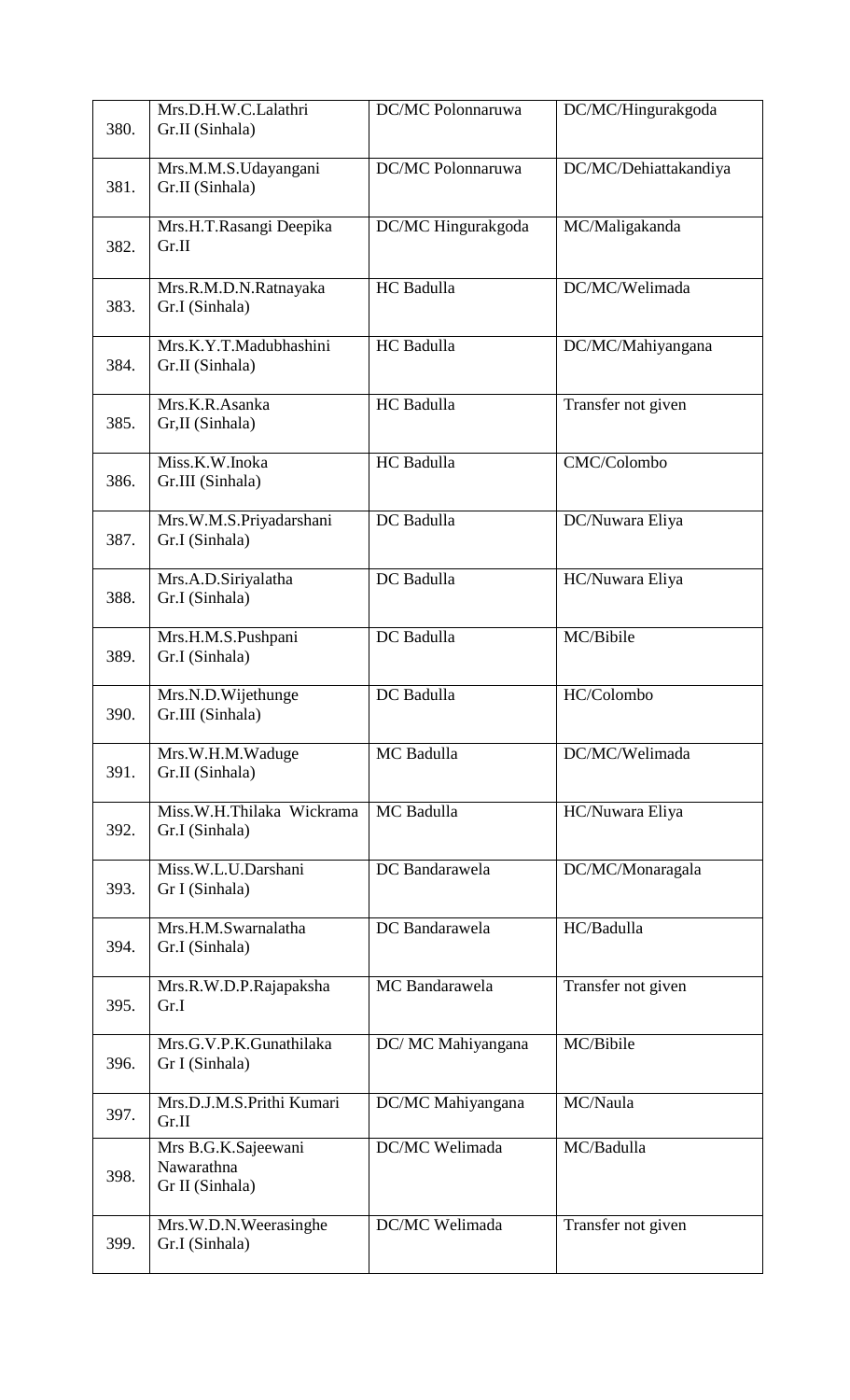| | | | |
|---|---|---|---|
| 380. | Mrs.D.H.W.C.Lalathri Gr.II (Sinhala) | DC/MC Polonnaruwa | DC/MC/Hingurakgoda |
| 381. | Mrs.M.M.S.Udayangani Gr.II (Sinhala) | DC/MC Polonnaruwa | DC/MC/Dehiattakandiya |
| 382. | Mrs.H.T.Rasangi Deepika Gr.II | DC/MC Hingurakgoda | MC/Maligakanda |
| 383. | Mrs.R.M.D.N.Ratnayaka Gr.I (Sinhala) | HC Badulla | DC/MC/Welimada |
| 384. | Mrs.K.Y.T.Madubhashini Gr.II (Sinhala) | HC Badulla | DC/MC/Mahiyangana |
| 385. | Mrs.K.R.Asanka Gr,II (Sinhala) | HC Badulla | Transfer not given |
| 386. | Miss.K.W.Inoka Gr.III (Sinhala) | HC Badulla | CMC/Colombo |
| 387. | Mrs.W.M.S.Priyadarshani Gr.I (Sinhala) | DC Badulla | DC/Nuwara Eliya |
| 388. | Mrs.A.D.Siriyalatha Gr.I (Sinhala) | DC Badulla | HC/Nuwara Eliya |
| 389. | Mrs.H.M.S.Pushpani Gr.I (Sinhala) | DC Badulla | MC/Bibile |
| 390. | Mrs.N.D.Wijethunge Gr.III (Sinhala) | DC Badulla | HC/Colombo |
| 391. | Mrs.W.H.M.Waduge Gr.II (Sinhala) | MC Badulla | DC/MC/Welimada |
| 392. | Miss.W.H.Thilaka Wickrama Gr.I (Sinhala) | MC Badulla | HC/Nuwara Eliya |
| 393. | Miss.W.L.U.Darshani Gr I (Sinhala) | DC Bandarawela | DC/MC/Monaragala |
| 394. | Mrs.H.M.Swarnalatha Gr.I (Sinhala) | DC Bandarawela | HC/Badulla |
| 395. | Mrs.R.W.D.P.Rajapaksha Gr.I | MC Bandarawela | Transfer not given |
| 396. | Mrs.G.V.P.K.Gunathilaka Gr I (Sinhala) | DC/ MC Mahiyangana | MC/Bibile |
| 397. | Mrs.D.J.M.S.Prithi Kumari Gr.II | DC/MC Mahiyangana | MC/Naula |
| 398. | Mrs B.G.K.Sajeewani Nawarathna Gr II (Sinhala) | DC/MC Welimada | MC/Badulla |
| 399. | Mrs.W.D.N.Weerasinghe Gr.I (Sinhala) | DC/MC Welimada | Transfer not given |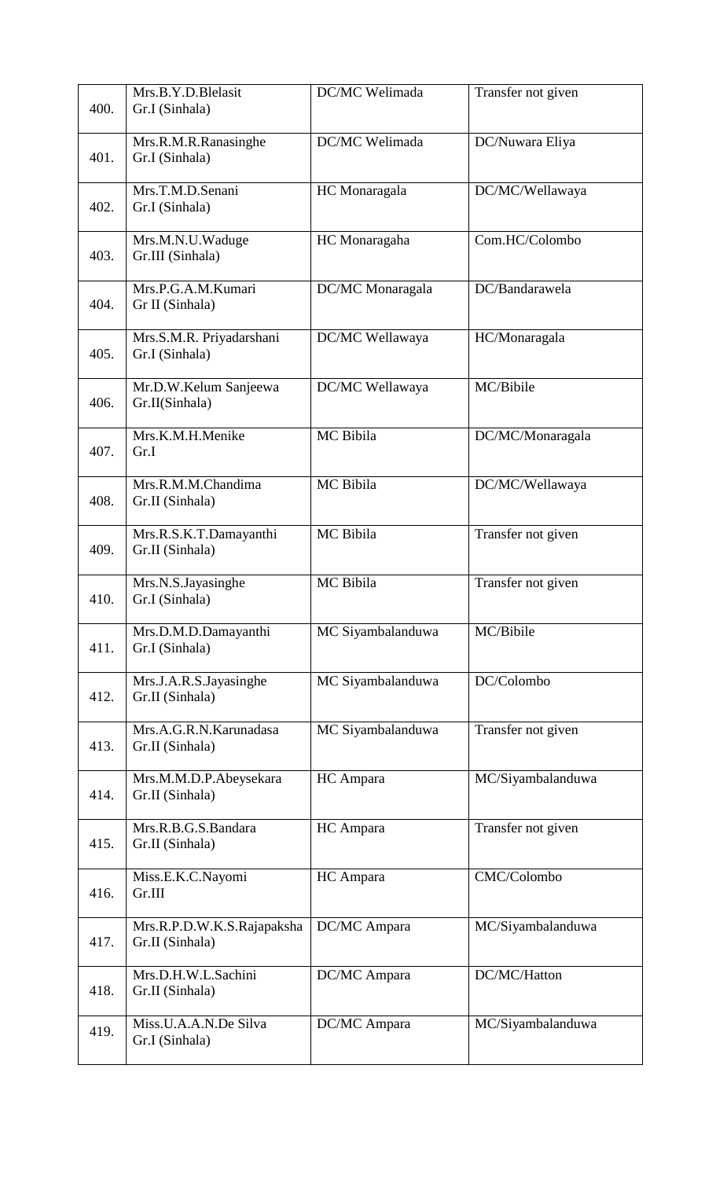| 400. | Mrs.B.Y.D.Blelasit Gr.I (Sinhala) | DC/MC Welimada | Transfer not given |
|---|---|---|---|
| 401. | Mrs.R.M.R.Ranasinghe Gr.I (Sinhala) | DC/MC Welimada | DC/Nuwara Eliya |
| 402. | Mrs.T.M.D.Senani Gr.I (Sinhala) | HC Monaragala | DC/MC/Wellawaya |
| 403. | Mrs.M.N.U.Waduge Gr.III (Sinhala) | HC Monaragaha | Com.HC/Colombo |
| 404. | Mrs.P.G.A.M.Kumari Gr II (Sinhala) | DC/MC Monaragala | DC/Bandarawela |
| 405. | Mrs.S.M.R. Priyadarshani Gr.I (Sinhala) | DC/MC Wellawaya | HC/Monaragala |
| 406. | Mr.D.W.Kelum Sanjeewa Gr.II(Sinhala) | DC/MC Wellawaya | MC/Bibile |
| 407. | Mrs.K.M.H.Menike Gr.I | MC Bibila | DC/MC/Monaragala |
| 408. | Mrs.R.M.M.Chandima Gr.II (Sinhala) | MC Bibila | DC/MC/Wellawaya |
| 409. | Mrs.R.S.K.T.Damayanthi Gr.II (Sinhala) | MC Bibila | Transfer not given |
| 410. | Mrs.N.S.Jayasinghe Gr.I (Sinhala) | MC Bibila | Transfer not given |
| 411. | Mrs.D.M.D.Damayanthi Gr.I (Sinhala) | MC Siyambalanduwa | MC/Bibile |
| 412. | Mrs.J.A.R.S.Jayasinghe Gr.II (Sinhala) | MC Siyambalanduwa | DC/Colombo |
| 413. | Mrs.A.G.R.N.Karunadasa Gr.II (Sinhala) | MC Siyambalanduwa | Transfer not given |
| 414. | Mrs.M.M.D.P.Abeysekara Gr.II (Sinhala) | HC Ampara | MC/Siyambalanduwa |
| 415. | Mrs.R.B.G.S.Bandara Gr.II (Sinhala) | HC Ampara | Transfer not given |
| 416. | Miss.E.K.C.Nayomi Gr.III | HC Ampara | CMC/Colombo |
| 417. | Mrs.R.P.D.W.K.S.Rajapaksha Gr.II (Sinhala) | DC/MC Ampara | MC/Siyambalanduwa |
| 418. | Mrs.D.H.W.L.Sachini Gr.II (Sinhala) | DC/MC Ampara | DC/MC/Hatton |
| 419. | Miss.U.A.A.N.De Silva Gr.I (Sinhala) | DC/MC Ampara | MC/Siyambalanduwa |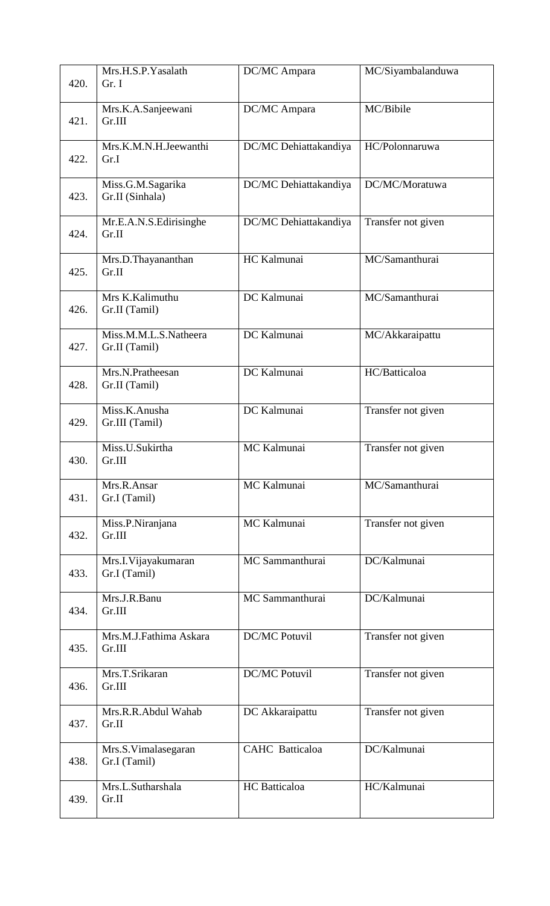| | | | |
|---|---|---|---|
| 420. | Mrs.H.S.P.Yasalath Gr. I | DC/MC Ampara | MC/Siyambalanduwa |
| 421. | Mrs.K.A.Sanjeewani Gr.III | DC/MC Ampara | MC/Bibile |
| 422. | Mrs.K.M.N.H.Jeewanthi Gr.I | DC/MC Dehiattakandiya | HC/Polonnaruwa |
| 423. | Miss.G.M.Sagarika Gr.II (Sinhala) | DC/MC Dehiattakandiya | DC/MC/Moratuwa |
| 424. | Mr.E.A.N.S.Edirisinghe Gr.II | DC/MC Dehiattakandiya | Transfer not given |
| 425. | Mrs.D.Thayananthan Gr.II | HC Kalmunai | MC/Samanthurai |
| 426. | Mrs K.Kalimuthu Gr.II (Tamil) | DC Kalmunai | MC/Samanthurai |
| 427. | Miss.M.M.L.S.Natheera Gr.II (Tamil) | DC Kalmunai | MC/Akkaraipattu |
| 428. | Mrs.N.Pratheesan Gr.II (Tamil) | DC Kalmunai | HC/Batticaloa |
| 429. | Miss.K.Anusha Gr.III (Tamil) | DC Kalmunai | Transfer not given |
| 430. | Miss.U.Sukirtha Gr.III | MC Kalmunai | Transfer not given |
| 431. | Mrs.R.Ansar Gr.I (Tamil) | MC Kalmunai | MC/Samanthurai |
| 432. | Miss.P.Niranjana Gr.III | MC Kalmunai | Transfer not given |
| 433. | Mrs.I.Vijayakumaran Gr.I (Tamil) | MC Sammanthurai | DC/Kalmunai |
| 434. | Mrs.J.R.Banu Gr.III | MC Sammanthurai | DC/Kalmunai |
| 435. | Mrs.M.J.Fathima Askara Gr.III | DC/MC Potuvil | Transfer not given |
| 436. | Mrs.T.Srikaran Gr.III | DC/MC Potuvil | Transfer not given |
| 437. | Mrs.R.R.Abdul Wahab Gr.II | DC Akkaraipattu | Transfer not given |
| 438. | Mrs.S.Vimalasegaran Gr.I (Tamil) | CAHC Batticaloa | DC/Kalmunai |
| 439. | Mrs.L.Sutharshala Gr.II | HC Batticaloa | HC/Kalmunai |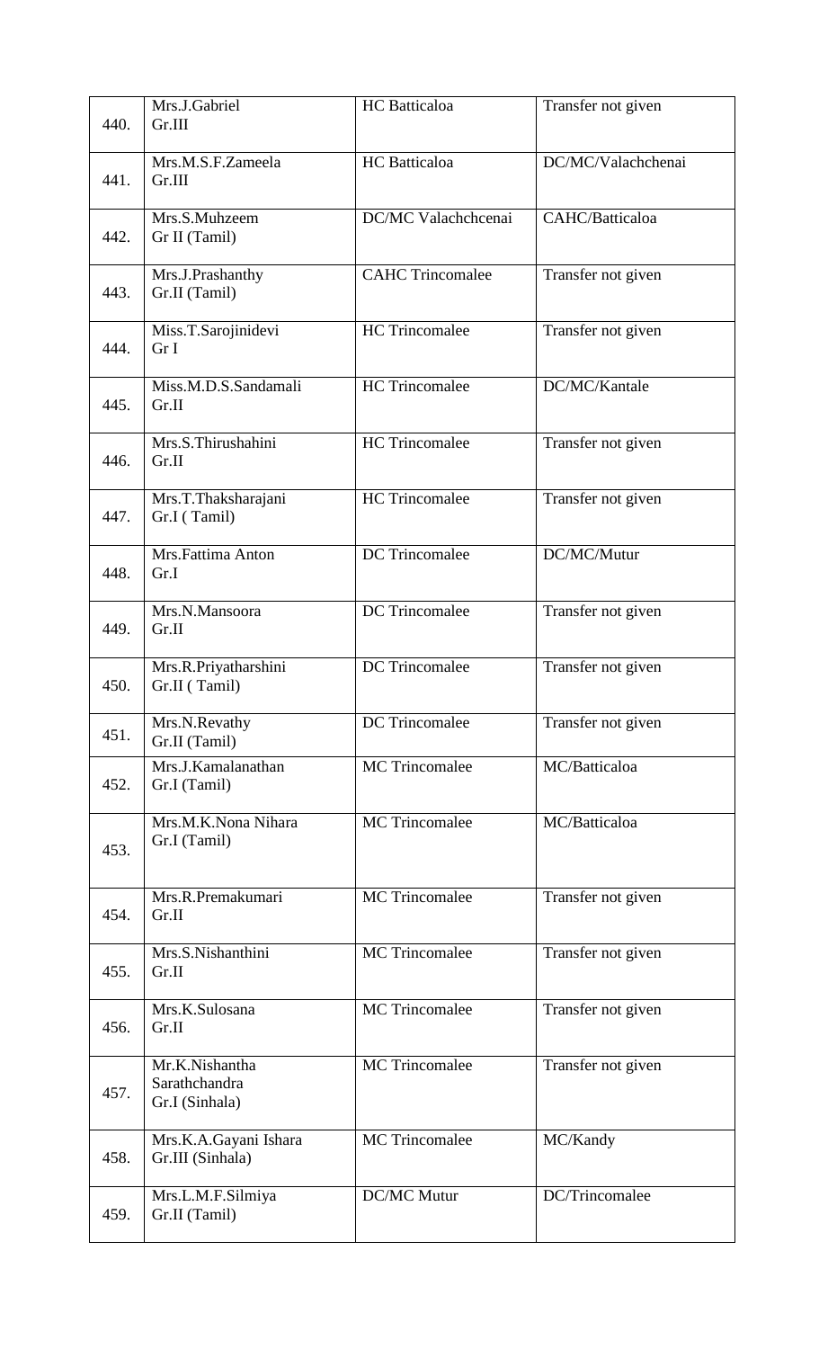| | | | |
|---|---|---|---|
| 440. | Mrs.J.Gabriel Gr.III | HC Batticaloa | Transfer not given |
| 441. | Mrs.M.S.F.Zameela Gr.III | HC Batticaloa | DC/MC/Valachchenai |
| 442. | Mrs.S.Muhzeem Gr II (Tamil) | DC/MC Valachchcenai | CAHC/Batticaloa |
| 443. | Mrs.J.Prashanthy Gr.II (Tamil) | CAHC Trincomalee | Transfer not given |
| 444. | Miss.T.Sarojinidevi Gr I | HC Trincomalee | Transfer not given |
| 445. | Miss.M.D.S.Sandamali Gr.II | HC Trincomalee | DC/MC/Kantale |
| 446. | Mrs.S.Thirushahini Gr.II | HC Trincomalee | Transfer not given |
| 447. | Mrs.T.Thaksharajani Gr.I ( Tamil) | HC Trincomalee | Transfer not given |
| 448. | Mrs.Fattima Anton Gr.I | DC Trincomalee | DC/MC/Mutur |
| 449. | Mrs.N.Mansoora Gr.II | DC Trincomalee | Transfer not given |
| 450. | Mrs.R.Priyatharshini Gr.II ( Tamil) | DC Trincomalee | Transfer not given |
| 451. | Mrs.N.Revathy Gr.II (Tamil) | DC Trincomalee | Transfer not given |
| 452. | Mrs.J.Kamalanathan Gr.I (Tamil) | MC Trincomalee | MC/Batticaloa |
| 453. | Mrs.M.K.Nona Nihara Gr.I (Tamil) | MC Trincomalee | MC/Batticaloa |
| 454. | Mrs.R.Premakumari Gr.II | MC Trincomalee | Transfer not given |
| 455. | Mrs.S.Nishanthini Gr.II | MC Trincomalee | Transfer not given |
| 456. | Mrs.K.Sulosana Gr.II | MC Trincomalee | Transfer not given |
| 457. | Mr.K.Nishantha Sarathchandra Gr.I (Sinhala) | MC Trincomalee | Transfer not given |
| 458. | Mrs.K.A.Gayani Ishara Gr.III (Sinhala) | MC Trincomalee | MC/Kandy |
| 459. | Mrs.L.M.F.Silmiya Gr.II (Tamil) | DC/MC Mutur | DC/Trincomalee |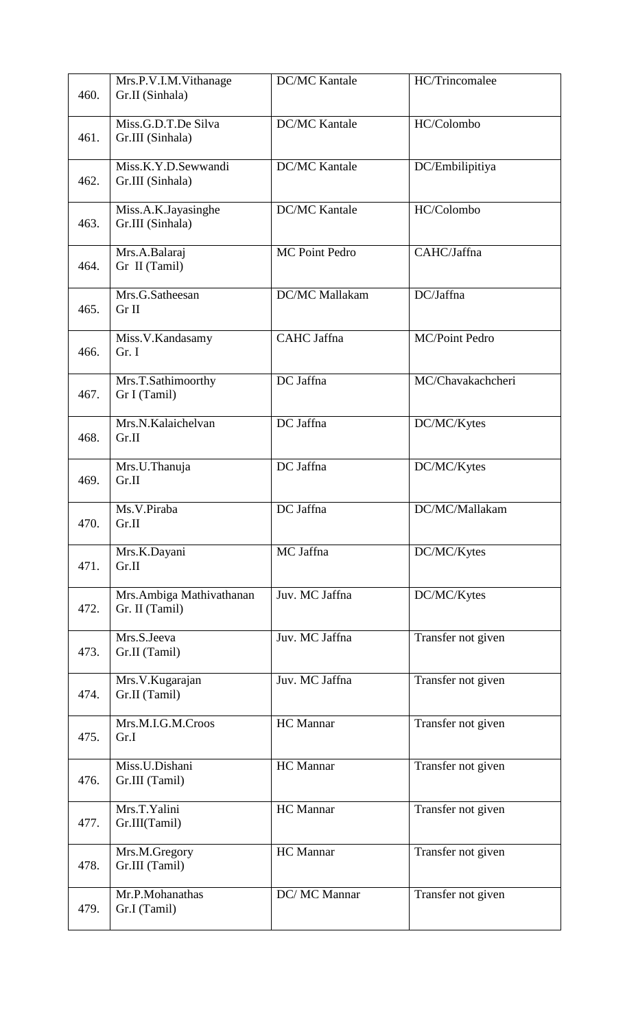| | | | |
|---|---|---|---|
| 460. | Mrs.P.V.I.M.Vithanage<br>Gr.II (Sinhala) | DC/MC Kantale | HC/Trincomalee |
| 461. | Miss.G.D.T.De Silva<br>Gr.III (Sinhala) | DC/MC Kantale | HC/Colombo |
| 462. | Miss.K.Y.D.Sewwandi<br>Gr.III (Sinhala) | DC/MC Kantale | DC/Embilipitiya |
| 463. | Miss.A.K.Jayasinghe<br>Gr.III (Sinhala) | DC/MC Kantale | HC/Colombo |
| 464. | Mrs.A.Balaraj<br>Gr II (Tamil) | MC Point Pedro | CAHC/Jaffna |
| 465. | Mrs.G.Satheesan<br>Gr II | DC/MC Mallakam | DC/Jaffna |
| 466. | Miss.V.Kandasamy<br>Gr. I | CAHC Jaffna | MC/Point Pedro |
| 467. | Mrs.T.Sathimoorthy<br>Gr I (Tamil) | DC Jaffna | MC/Chavakachcheri |
| 468. | Mrs.N.Kalaichelvan<br>Gr.II | DC Jaffna | DC/MC/Kytes |
| 469. | Mrs.U.Thanuja<br>Gr.II | DC Jaffna | DC/MC/Kytes |
| 470. | Ms.V.Piraba<br>Gr.II | DC Jaffna | DC/MC/Mallakam |
| 471. | Mrs.K.Dayani<br>Gr.II | MC Jaffna | DC/MC/Kytes |
| 472. | Mrs.Ambiga Mathivathanan<br>Gr. II (Tamil) | Juv. MC Jaffna | DC/MC/Kytes |
| 473. | Mrs.S.Jeeva<br>Gr.II (Tamil) | Juv. MC Jaffna | Transfer not given |
| 474. | Mrs.V.Kugarajan<br>Gr.II (Tamil) | Juv. MC Jaffna | Transfer not given |
| 475. | Mrs.M.I.G.M.Croos<br>Gr.I | HC Mannar | Transfer not given |
| 476. | Miss.U.Dishani<br>Gr.III (Tamil) | HC Mannar | Transfer not given |
| 477. | Mrs.T.Yalini<br>Gr.III(Tamil) | HC Mannar | Transfer not given |
| 478. | Mrs.M.Gregory<br>Gr.III (Tamil) | HC Mannar | Transfer not given |
| 479. | Mr.P.Mohanathas<br>Gr.I (Tamil) | DC/ MC Mannar | Transfer not given |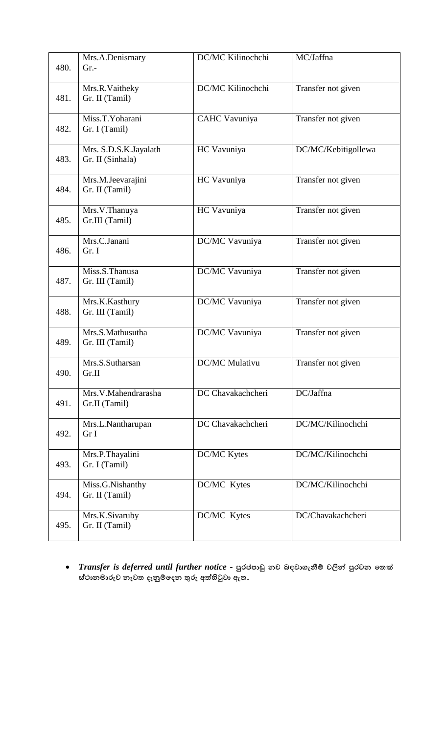| | | | |
|---|---|---|---|
| 480. | Mrs.A.Denismary<br>Gr.- | DC/MC Kilinochchi | MC/Jaffna |
| 481. | Mrs.R.Vaitheky<br>Gr. II (Tamil) | DC/MC Kilinochchi | Transfer not given |
| 482. | Miss.T.Yoharani<br>Gr. I (Tamil) | CAHC Vavuniya | Transfer not given |
| 483. | Mrs. S.D.S.K.Jayalath<br>Gr. II (Sinhala) | HC Vavuniya | DC/MC/Kebitigollewa |
| 484. | Mrs.M.Jeevarajini<br>Gr. II (Tamil) | HC Vavuniya | Transfer not given |
| 485. | Mrs.V.Thanuya<br>Gr.III (Tamil) | HC Vavuniya | Transfer not given |
| 486. | Mrs.C.Janani<br>Gr. I | DC/MC Vavuniya | Transfer not given |
| 487. | Miss.S.Thanusa<br>Gr. III (Tamil) | DC/MC Vavuniya | Transfer not given |
| 488. | Mrs.K.Kasthury<br>Gr. III (Tamil) | DC/MC Vavuniya | Transfer not given |
| 489. | Mrs.S.Mathusutha<br>Gr. III (Tamil) | DC/MC Vavuniya | Transfer not given |
| 490. | Mrs.S.Sutharsan<br>Gr.II | DC/MC Mulativu | Transfer not given |
| 491. | Mrs.V.Mahendrarasha<br>Gr.II (Tamil) | DC Chavakachcheri | DC/Jaffna |
| 492. | Mrs.L.Nantharupan<br>Gr I | DC Chavakachcheri | DC/MC/Kilinochchi |
| 493. | Mrs.P.Thayalini<br>Gr. I (Tamil) | DC/MC Kytes | DC/MC/Kilinochchi |
| 494. | Miss.G.Nishanthy<br>Gr. II (Tamil) | DC/MC Kytes | DC/MC/Kilinochchi |
| 495. | Mrs.K.Sivaruby<br>Gr. II (Tamil) | DC/MC Kytes | DC/Chavakachcheri |

- ***Transfer is deferred until further notice*** **- පුරප්පාඩු නව බඳවාගැනීම් වලින් පුරවන තෙක් ස්ථානමාරුව නැවත දැනුම්දෙන තුරු අත්හිටුවා ඇත.**